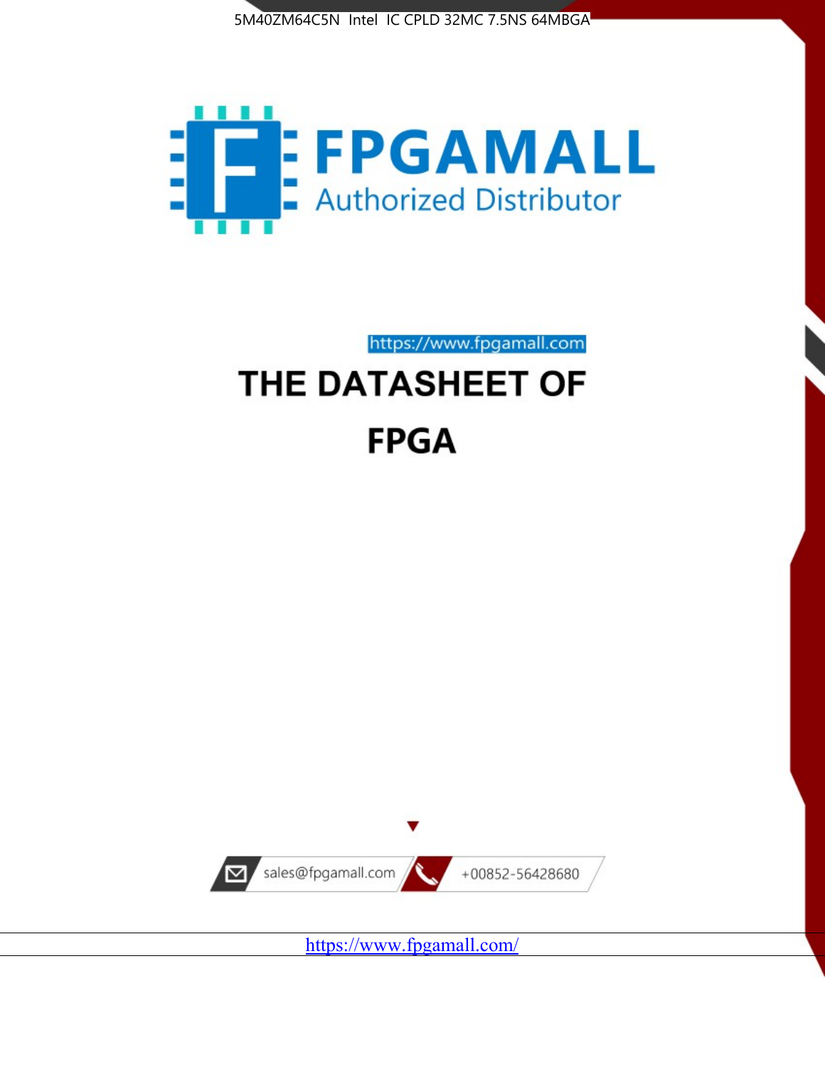5M40ZM64C5N Intel IC CPLD 32MC 7.5NS 64MBGA

FPGAMALL

Authorized Distributor

https://www.fpgamall.com

# THE DATASHEET OF

# FPGA

sales@fpgamall.com

+00852-56428680

https://www.fpgamall.com/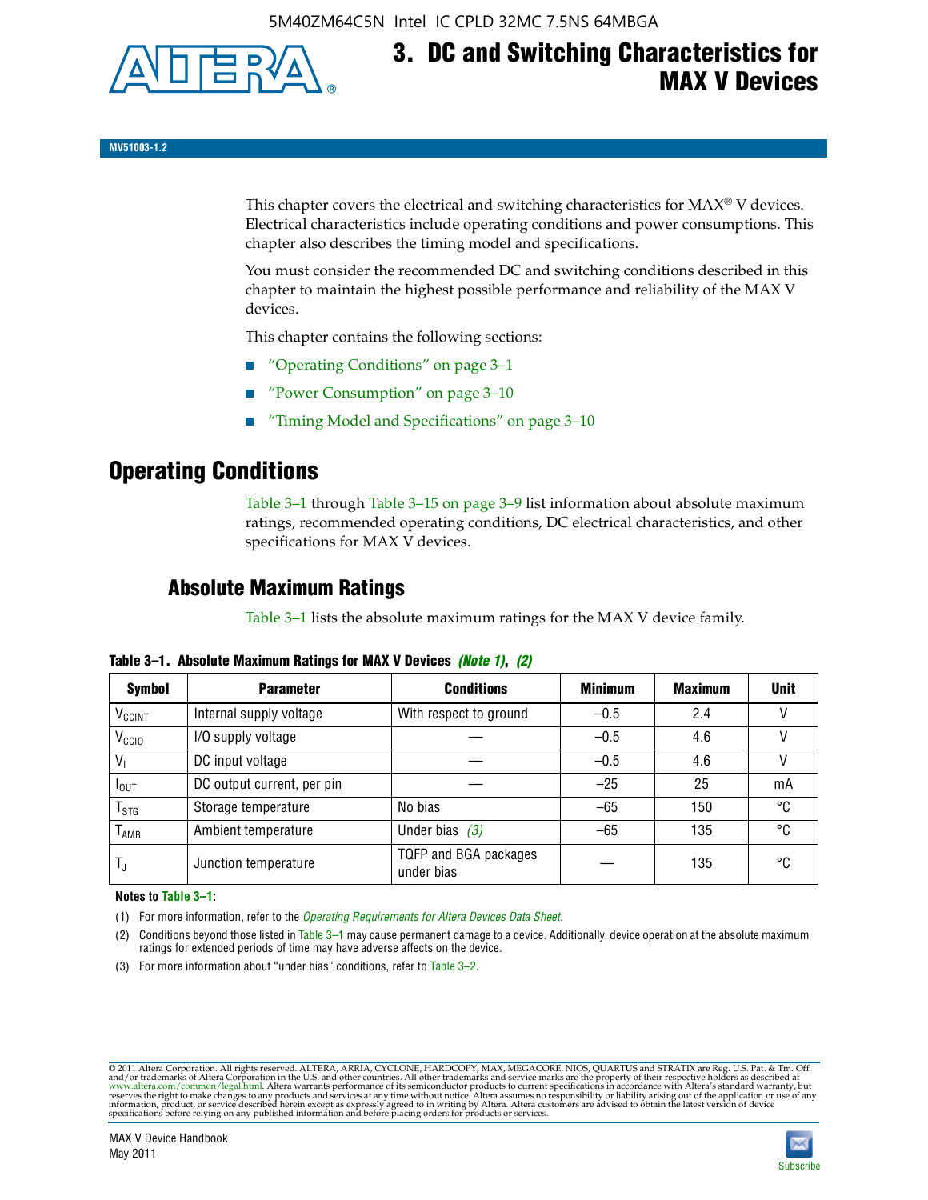# 3. DC and Switching Characteristics for MAX V Devices

MV51003-1.2

This chapter covers the electrical and switching characteristics for MAX® V devices. Electrical characteristics include operating conditions and power consumptions. This chapter also describes the timing model and specifications.

You must consider the recommended DC and switching conditions described in this chapter to maintain the highest possible performance and reliability of the MAX V devices.

This chapter contains the following sections:

- "Operating Conditions" on page 3–1
- "Power Consumption" on page 3–10
- "Timing Model and Specifications" on page 3–10

## Operating Conditions

Table 3–1 through Table 3–15 on page 3–9 list information about absolute maximum ratings, recommended operating conditions, DC electrical characteristics, and other specifications for MAX V devices.

### Absolute Maximum Ratings

Table 3–1 lists the absolute maximum ratings for the MAX V device family.

**Table 3–1. Absolute Maximum Ratings for MAX V Devices** *(Note 1)*, *(2)*

| Symbol | Parameter | Conditions | Minimum | Maximum | Unit |
|---|---|---|---|---|---|
| $V_{CCINT}$ | Internal supply voltage | With respect to ground | –0.5 | 2.4 | V |
| $V_{CCIO}$ | I/O supply voltage | — | –0.5 | 4.6 | V |
| $V_I$ | DC input voltage | — | –0.5 | 4.6 | V |
| $I_{OUT}$ | DC output current, per pin | — | –25 | 25 | mA |
| $T_{STG}$ | Storage temperature | No bias | –65 | 150 | °C |
| $T_{AMB}$ | Ambient temperature | Under bias *(3)* | –65 | 135 | °C |
| $T_J$ | Junction temperature | TQFP and BGA packages under bias | — | 135 | °C |

**Notes to Table 3–1:**

(1) For more information, refer to the *Operating Requirements for Altera Devices Data Sheet*.

(2) Conditions beyond those listed in Table 3–1 may cause permanent damage to a device. Additionally, device operation at the absolute maximum ratings for extended periods of time may have adverse affects on the device.

(3) For more information about "under bias" conditions, refer to Table 3–2.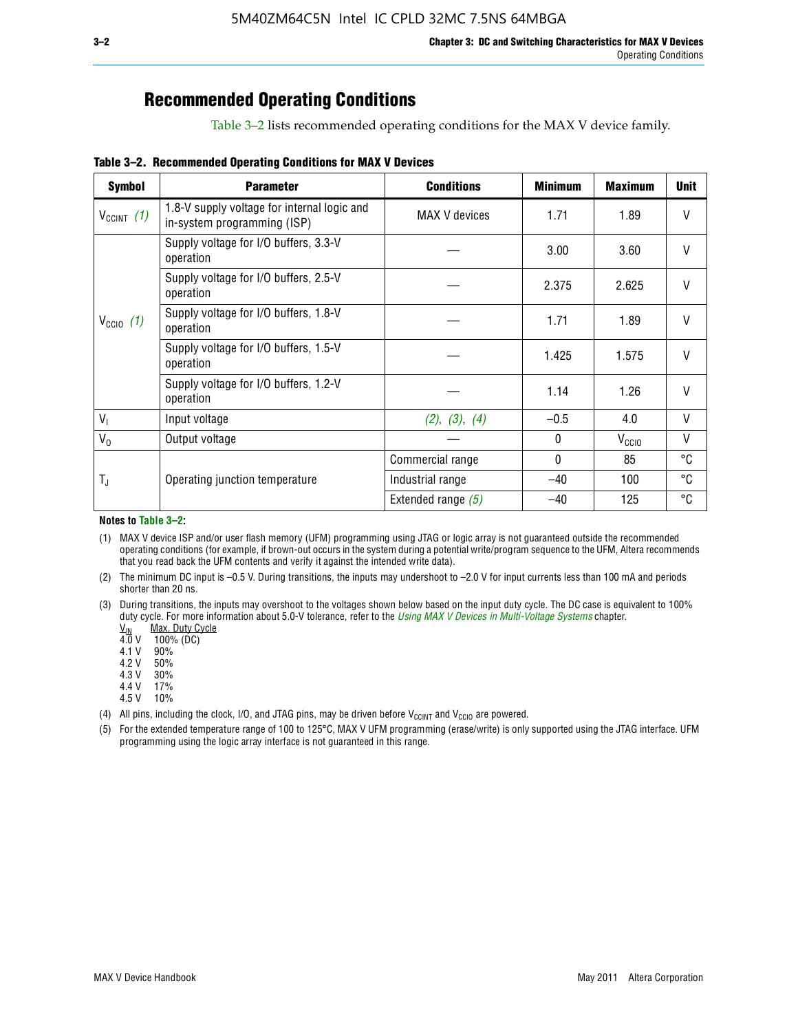## Recommended Operating Conditions

Table 3–2 lists recommended operating conditions for the MAX V device family.

**Table 3–2. Recommended Operating Conditions for MAX V Devices**

| Symbol | Parameter | Conditions | Minimum | Maximum | Unit |
|---|---|---|---|---|---|
| $V_{CCINT}$ *(1)* | 1.8-V supply voltage for internal logic and in-system programming (ISP) | MAX V devices | 1.71 | 1.89 | V |
| $V_{CCIO}$ *(1)* | Supply voltage for I/O buffers, 3.3-V operation | — | 3.00 | 3.60 | V |
| | Supply voltage for I/O buffers, 2.5-V operation | — | 2.375 | 2.625 | V |
| | Supply voltage for I/O buffers, 1.8-V operation | — | 1.71 | 1.89 | V |
| | Supply voltage for I/O buffers, 1.5-V operation | — | 1.425 | 1.575 | V |
| | Supply voltage for I/O buffers, 1.2-V operation | — | 1.14 | 1.26 | V |
| $V_I$ | Input voltage | *(2)*, *(3)*, *(4)* | –0.5 | 4.0 | V |
| $V_O$ | Output voltage | — | 0 | $V_{CCIO}$ | V |
| $T_J$ | Operating junction temperature | Commercial range | 0 | 85 | °C |
| | | Industrial range | –40 | 100 | °C |
| | | Extended range *(5)* | –40 | 125 | °C |

**Notes to Table 3–2:**

(1) MAX V device ISP and/or user flash memory (UFM) programming using JTAG or logic array is not guaranteed outside the recommended operating conditions (for example, if brown-out occurs in the system during a potential write/program sequence to the UFM, Altera recommends that you read back the UFM contents and verify it against the intended write data).

(2) The minimum DC input is –0.5 V. During transitions, the inputs may undershoot to –2.0 V for input currents less than 100 mA and periods shorter than 20 ns.

(3) During transitions, the inputs may overshoot to the voltages shown below based on the input duty cycle. The DC case is equivalent to 100% duty cycle. For more information about 5.0-V tolerance, refer to the *Using MAX V Devices in Multi-Voltage Systems* chapter.

| $V_{IN}$ | Max. Duty Cycle |
|---|---|
| 4.0 V | 100% (DC) |
| 4.1 V | 90% |
| 4.2 V | 50% |
| 4.3 V | 30% |
| 4.4 V | 17% |
| 4.5 V | 10% |

(4) All pins, including the clock, I/O, and JTAG pins, may be driven before $V_{CCINT}$ and $V_{CCIO}$ are powered.

(5) For the extended temperature range of 100 to 125°C, MAX V UFM programming (erase/write) is only supported using the JTAG interface. UFM programming using the logic array interface is not guaranteed in this range.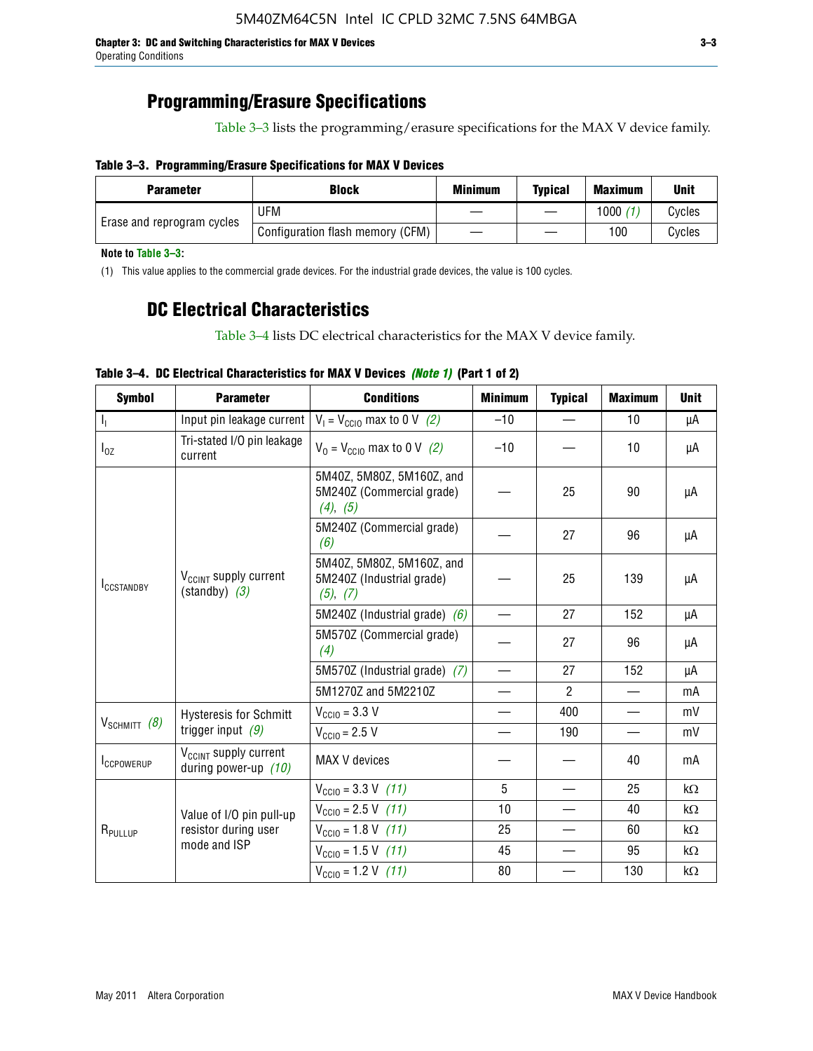## Programming/Erasure Specifications

Table 3–3 lists the programming/erasure specifications for the MAX V device family.

**Table 3–3. Programming/Erasure Specifications for MAX V Devices**

| Parameter | Block | Minimum | Typical | Maximum | Unit |
|---|---|---|---|---|---|
| Erase and reprogram cycles | UFM | — | — | 1000 *(1)* | Cycles |
| | Configuration flash memory (CFM) | — | — | 100 | Cycles |

**Note to Table 3–3:**

(1) This value applies to the commercial grade devices. For the industrial grade devices, the value is 100 cycles.

## DC Electrical Characteristics

Table 3–4 lists DC electrical characteristics for the MAX V device family.

**Table 3–4. DC Electrical Characteristics for MAX V Devices *(Note 1)* (Part 1 of 2)**

| Symbol | Parameter | Conditions | Minimum | Typical | Maximum | Unit |
|---|---|---|---|---|---|---|
| $I_I$ | Input pin leakage current | $V_I = V_{CCIO}$ max to 0 V *(2)* | –10 | — | 10 | µA |
| $I_{OZ}$ | Tri-stated I/O pin leakage current | $V_O = V_{CCIO}$ max to 0 V *(2)* | –10 | — | 10 | µA |
| $I_{CCSTANDBY}$ | $V_{CCINT}$ supply current (standby) *(3)* | 5M40Z, 5M80Z, 5M160Z, and 5M240Z (Commercial grade) *(4)*, *(5)* | — | 25 | 90 | µA |
| | | 5M240Z (Commercial grade) *(6)* | — | 27 | 96 | µA |
| | | 5M40Z, 5M80Z, 5M160Z, and 5M240Z (Industrial grade) *(5)*, *(7)* | — | 25 | 139 | µA |
| | | 5M240Z (Industrial grade) *(6)* | — | 27 | 152 | µA |
| | | 5M570Z (Commercial grade) *(4)* | — | 27 | 96 | µA |
| | | 5M570Z (Industrial grade) *(7)* | — | 27 | 152 | µA |
| | | 5M1270Z and 5M2210Z | — | 2 | — | mA |
| $V_{SCHMITT}$ *(8)* | Hysteresis for Schmitt trigger input *(9)* | $V_{CCIO}$ = 3.3 V | — | 400 | — | mV |
| | | $V_{CCIO}$ = 2.5 V | — | 190 | — | mV |
| $I_{CCPOWERUP}$ | $V_{CCINT}$ supply current during power-up *(10)* | MAX V devices | — | — | 40 | mA |
| $R_{PULLUP}$ | Value of I/O pin pull-up resistor during user mode and ISP | $V_{CCIO}$ = 3.3 V *(11)* | 5 | — | 25 | kΩ |
| | | $V_{CCIO}$ = 2.5 V *(11)* | 10 | — | 40 | kΩ |
| | | $V_{CCIO}$ = 1.8 V *(11)* | 25 | — | 60 | kΩ |
| | | $V_{CCIO}$ = 1.5 V *(11)* | 45 | — | 95 | kΩ |
| | | $V_{CCIO}$ = 1.2 V *(11)* | 80 | — | 130 | kΩ |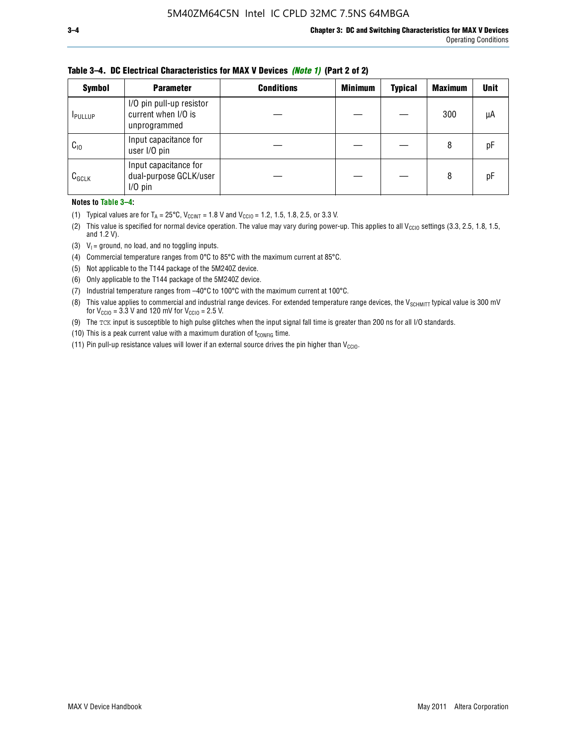**Table 3–4. DC Electrical Characteristics for MAX V Devices *(Note 1)* (Part 2 of 2)**

| Symbol | Parameter | Conditions | Minimum | Typical | Maximum | Unit |
|---|---|---|---|---|---|---|
| $I_{PULLUP}$ | I/O pin pull-up resistor current when I/O is unprogrammed | — | — | — | 300 | µA |
| $C_{IO}$ | Input capacitance for user I/O pin | — | — | — | 8 | pF |
| $C_{GCLK}$ | Input capacitance for dual-purpose GCLK/user I/O pin | — | — | — | 8 | pF |

**Notes to Table 3–4:**

(1) Typical values are for $T_A$ = 25°C, $V_{CCINT}$ = 1.8 V and $V_{CCIO}$ = 1.2, 1.5, 1.8, 2.5, or 3.3 V.

(2) This value is specified for normal device operation. The value may vary during power-up. This applies to all $V_{CCIO}$ settings (3.3, 2.5, 1.8, 1.5, and 1.2 V).

(3) $V_I$ = ground, no load, and no toggling inputs.

(4) Commercial temperature ranges from 0°C to 85°C with the maximum current at 85°C.

(5) Not applicable to the T144 package of the 5M240Z device.

(6) Only applicable to the T144 package of the 5M240Z device.

(7) Industrial temperature ranges from –40°C to 100°C with the maximum current at 100°C.

(8) This value applies to commercial and industrial range devices. For extended temperature range devices, the $V_{SCHMITT}$ typical value is 300 mV for $V_{CCIO}$ = 3.3 V and 120 mV for $V_{CCIO}$ = 2.5 V.

(9) The TCK input is susceptible to high pulse glitches when the input signal fall time is greater than 200 ns for all I/O standards.

(10) This is a peak current value with a maximum duration of $t_{CONFIG}$ time.

(11) Pin pull-up resistance values will lower if an external source drives the pin higher than $V_{CCIO}$.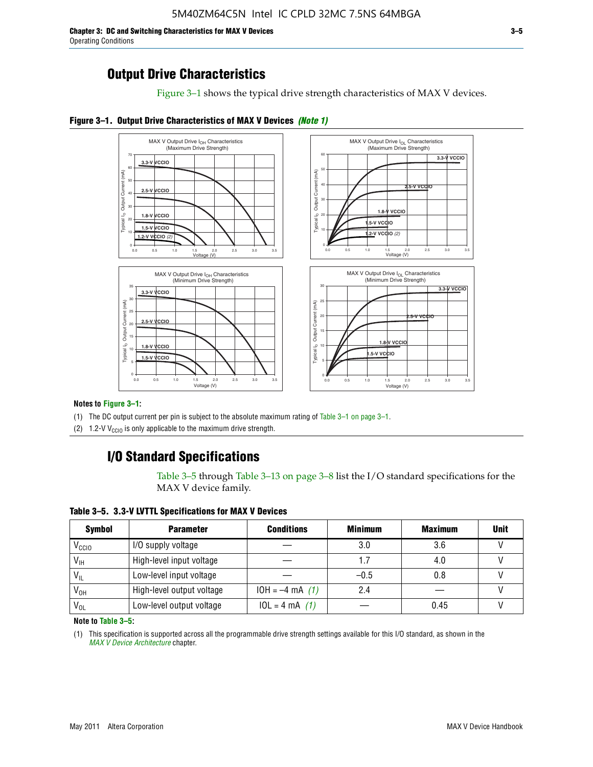## Output Drive Characteristics

Figure 3–1 shows the typical drive strength characteristics of MAX V devices.

**Figure 3–1. Output Drive Characteristics of MAX V Devices** ***(Note 1)***

**Notes to Figure 3–1:**

(1) The DC output current per pin is subject to the absolute maximum rating of Table 3–1 on page 3–1.

(2) 1.2-V $V_{CCIO}$ is only applicable to the maximum drive strength.

## I/O Standard Specifications

Table 3–5 through Table 3–13 on page 3–8 list the I/O standard specifications for the MAX V device family.

**Table 3–5. 3.3-V LVTTL Specifications for MAX V Devices**

| Symbol | Parameter | Conditions | Minimum | Maximum | Unit |
|---|---|---|---|---|---|
| $V_{CCIO}$ | I/O supply voltage | — | 3.0 | 3.6 | V |
| $V_{IH}$ | High-level input voltage | — | 1.7 | 4.0 | V |
| $V_{IL}$ | Low-level input voltage | — | –0.5 | 0.8 | V |
| $V_{OH}$ | High-level output voltage | IOH = –4 mA *(1)* | 2.4 | — | V |
| $V_{OL}$ | Low-level output voltage | IOL = 4 mA *(1)* | — | 0.45 | V |

**Note to Table 3–5:**

(1) This specification is supported across all the programmable drive strength settings available for this I/O standard, as shown in the *MAX V Device Architecture* chapter.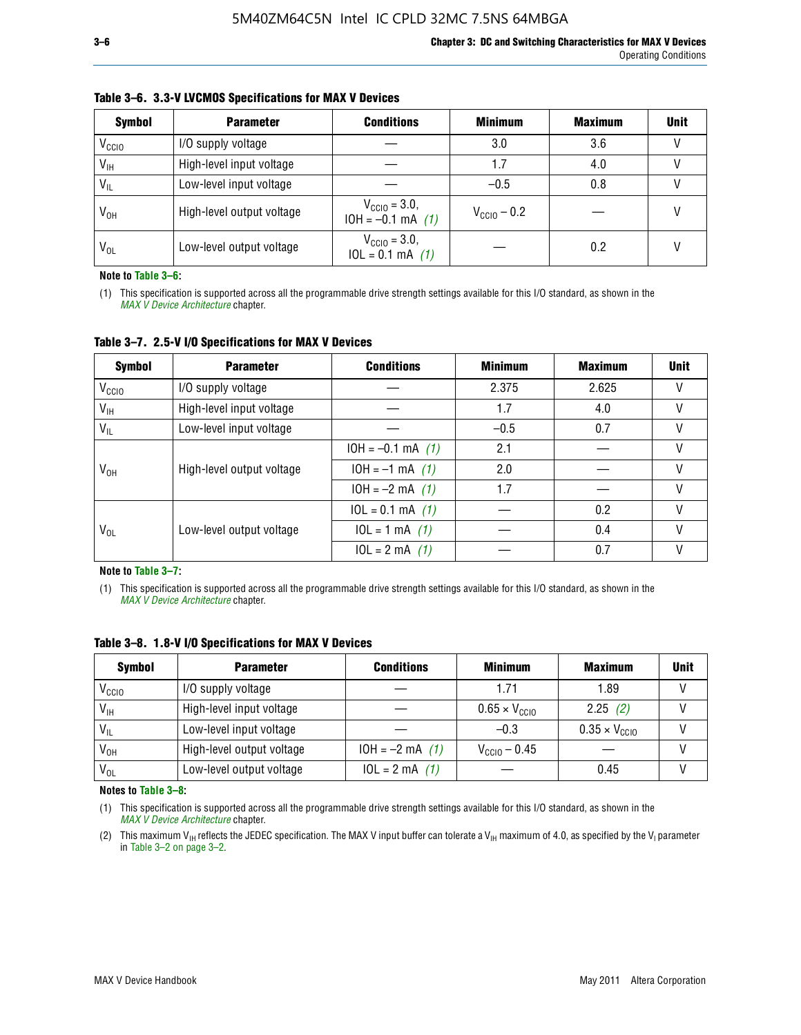**Table 3–6. 3.3-V LVCMOS Specifications for MAX V Devices**

| Symbol | Parameter | Conditions | Minimum | Maximum | Unit |
|---|---|---|---|---|---|
| $V_{CCIO}$ | I/O supply voltage | — | 3.0 | 3.6 | V |
| $V_{IH}$ | High-level input voltage | — | 1.7 | 4.0 | V |
| $V_{IL}$ | Low-level input voltage | — | –0.5 | 0.8 | V |
| $V_{OH}$ | High-level output voltage | $V_{CCIO}$ = 3.0, IOH = –0.1 mA *(1)* | $V_{CCIO}$ – 0.2 | — | V |
| $V_{OL}$ | Low-level output voltage | $V_{CCIO}$ = 3.0, IOL = 0.1 mA *(1)* | — | 0.2 | V |

**Note to Table 3–6:**

(1) This specification is supported across all the programmable drive strength settings available for this I/O standard, as shown in the *MAX V Device Architecture* chapter.

**Table 3–7. 2.5-V I/O Specifications for MAX V Devices**

| Symbol | Parameter | Conditions | Minimum | Maximum | Unit |
|---|---|---|---|---|---|
| $V_{CCIO}$ | I/O supply voltage | — | 2.375 | 2.625 | V |
| $V_{IH}$ | High-level input voltage | — | 1.7 | 4.0 | V |
| $V_{IL}$ | Low-level input voltage | — | –0.5 | 0.7 | V |
| $V_{OH}$ | High-level output voltage | IOH = –0.1 mA *(1)* | 2.1 | — | V |
| | | IOH = –1 mA *(1)* | 2.0 | — | V |
| | | IOH = –2 mA *(1)* | 1.7 | — | V |
| $V_{OL}$ | Low-level output voltage | IOL = 0.1 mA *(1)* | — | 0.2 | V |
| | | IOL = 1 mA *(1)* | — | 0.4 | V |
| | | IOL = 2 mA *(1)* | — | 0.7 | V |

**Note to Table 3–7:**

(1) This specification is supported across all the programmable drive strength settings available for this I/O standard, as shown in the *MAX V Device Architecture* chapter.

**Table 3–8. 1.8-V I/O Specifications for MAX V Devices**

| Symbol | Parameter | Conditions | Minimum | Maximum | Unit |
|---|---|---|---|---|---|
| $V_{CCIO}$ | I/O supply voltage | — | 1.71 | 1.89 | V |
| $V_{IH}$ | High-level input voltage | — | 0.65 × $V_{CCIO}$ | 2.25 *(2)* | V |
| $V_{IL}$ | Low-level input voltage | — | –0.3 | 0.35 × $V_{CCIO}$ | V |
| $V_{OH}$ | High-level output voltage | IOH = –2 mA *(1)* | $V_{CCIO}$ – 0.45 | — | V |
| $V_{OL}$ | Low-level output voltage | IOL = 2 mA *(1)* | — | 0.45 | V |

**Notes to Table 3–8:**

(1) This specification is supported across all the programmable drive strength settings available for this I/O standard, as shown in the *MAX V Device Architecture* chapter.

(2) This maximum $V_{IH}$ reflects the JEDEC specification. The MAX V input buffer can tolerate a $V_{IH}$ maximum of 4.0, as specified by the $V_I$ parameter in Table 3–2 on page 3–2.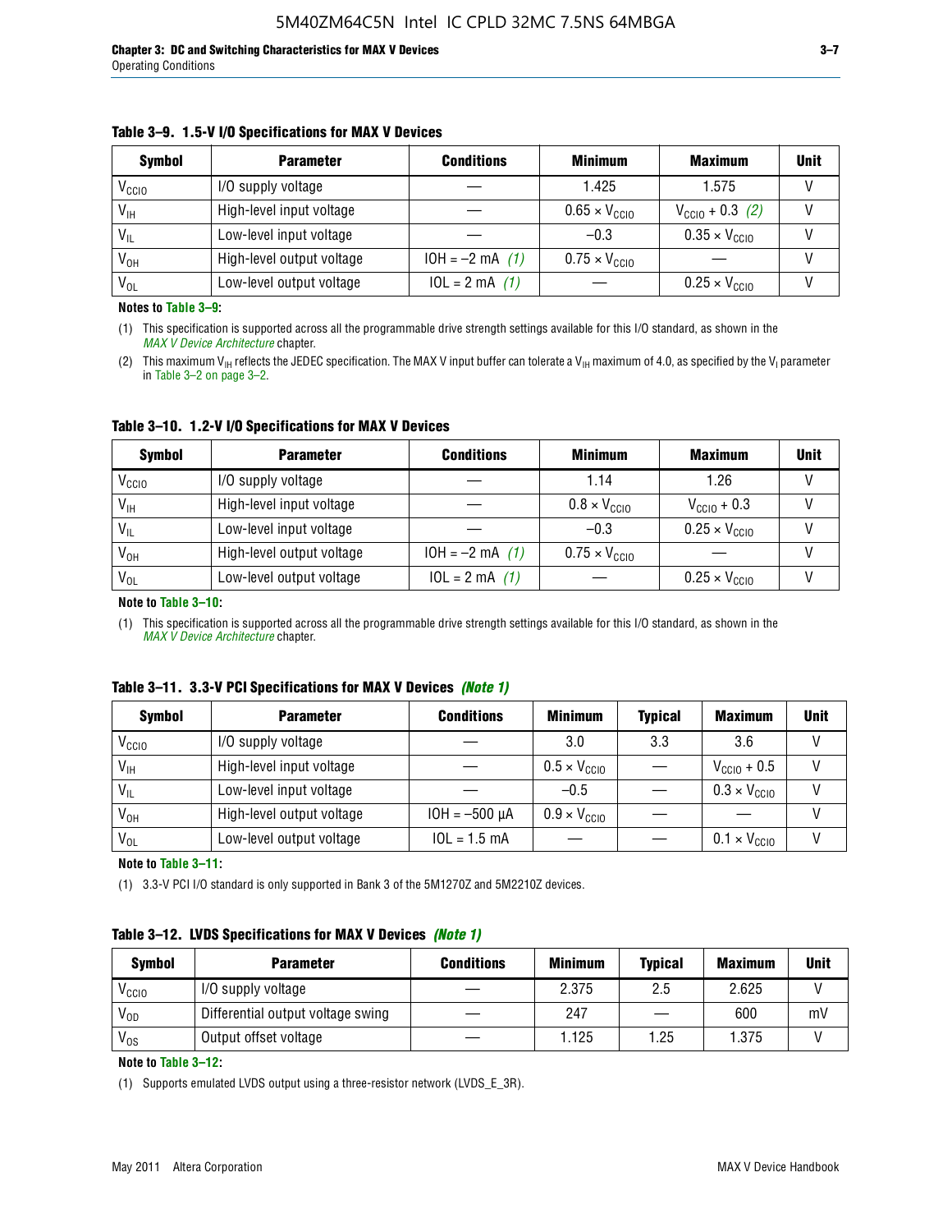**Table 3–9. 1.5-V I/O Specifications for MAX V Devices**

| Symbol | Parameter | Conditions | Minimum | Maximum | Unit |
|---|---|---|---|---|---|
| $V_{CCIO}$ | I/O supply voltage | — | 1.425 | 1.575 | V |
| $V_{IH}$ | High-level input voltage | — | $0.65 \times V_{CCIO}$ | $V_{CCIO} + 0.3$ *(2)* | V |
| $V_{IL}$ | Low-level input voltage | — | –0.3 | $0.35 \times V_{CCIO}$ | V |
| $V_{OH}$ | High-level output voltage | IOH = –2 mA *(1)* | $0.75 \times V_{CCIO}$ | — | V |
| $V_{OL}$ | Low-level output voltage | IOL = 2 mA *(1)* | — | $0.25 \times V_{CCIO}$ | V |

**Notes to Table 3–9:**

(1) This specification is supported across all the programmable drive strength settings available for this I/O standard, as shown in the *MAX V Device Architecture* chapter.

(2) This maximum $V_{IH}$ reflects the JEDEC specification. The MAX V input buffer can tolerate a $V_{IH}$ maximum of 4.0, as specified by the $V_I$ parameter in Table 3–2 on page 3–2.

**Table 3–10. 1.2-V I/O Specifications for MAX V Devices**

| Symbol | Parameter | Conditions | Minimum | Maximum | Unit |
|---|---|---|---|---|---|
| $V_{CCIO}$ | I/O supply voltage | — | 1.14 | 1.26 | V |
| $V_{IH}$ | High-level input voltage | — | $0.8 \times V_{CCIO}$ | $V_{CCIO} + 0.3$ | V |
| $V_{IL}$ | Low-level input voltage | — | –0.3 | $0.25 \times V_{CCIO}$ | V |
| $V_{OH}$ | High-level output voltage | IOH = –2 mA *(1)* | $0.75 \times V_{CCIO}$ | — | V |
| $V_{OL}$ | Low-level output voltage | IOL = 2 mA *(1)* | — | $0.25 \times V_{CCIO}$ | V |

**Note to Table 3–10:**

(1) This specification is supported across all the programmable drive strength settings available for this I/O standard, as shown in the *MAX V Device Architecture* chapter.

**Table 3–11. 3.3-V PCI Specifications for MAX V Devices *(Note 1)***

| Symbol | Parameter | Conditions | Minimum | Typical | Maximum | Unit |
|---|---|---|---|---|---|---|
| $V_{CCIO}$ | I/O supply voltage | — | 3.0 | 3.3 | 3.6 | V |
| $V_{IH}$ | High-level input voltage | — | $0.5 \times V_{CCIO}$ | — | $V_{CCIO} + 0.5$ | V |
| $V_{IL}$ | Low-level input voltage | — | –0.5 | — | $0.3 \times V_{CCIO}$ | V |
| $V_{OH}$ | High-level output voltage | IOH = –500 µA | $0.9 \times V_{CCIO}$ | — | — | V |
| $V_{OL}$ | Low-level output voltage | IOL = 1.5 mA | — | — | $0.1 \times V_{CCIO}$ | V |

**Note to Table 3–11:**

(1) 3.3-V PCI I/O standard is only supported in Bank 3 of the 5M1270Z and 5M2210Z devices.

**Table 3–12. LVDS Specifications for MAX V Devices *(Note 1)***

| Symbol | Parameter | Conditions | Minimum | Typical | Maximum | Unit |
|---|---|---|---|---|---|---|
| $V_{CCIO}$ | I/O supply voltage | — | 2.375 | 2.5 | 2.625 | V |
| $V_{OD}$ | Differential output voltage swing | — | 247 | — | 600 | mV |
| $V_{OS}$ | Output offset voltage | — | 1.125 | 1.25 | 1.375 | V |

**Note to Table 3–12:**

(1) Supports emulated LVDS output using a three-resistor network (LVDS_E_3R).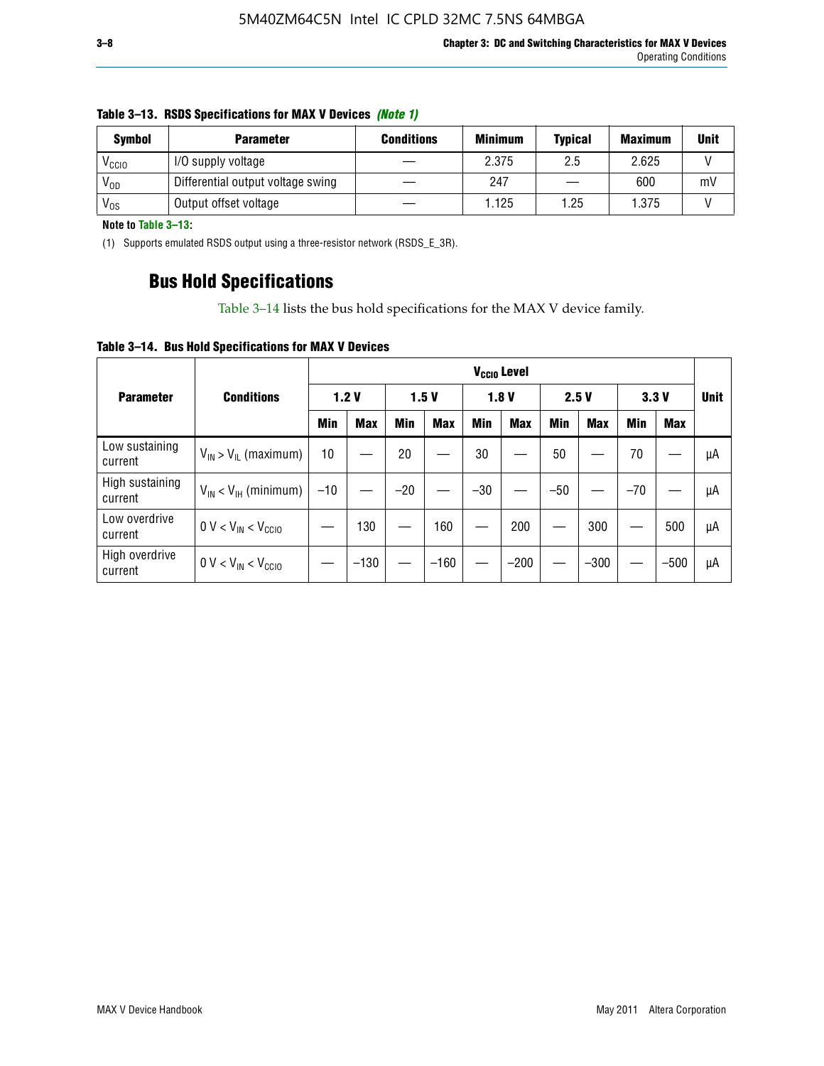**Table 3–13. RSDS Specifications for MAX V Devices** *(Note 1)*

| Symbol | Parameter | Conditions | Minimum | Typical | Maximum | Unit |
|---|---|---|---|---|---|---|
| $V_{CCIO}$ | I/O supply voltage | — | 2.375 | 2.5 | 2.625 | V |
| $V_{OD}$ | Differential output voltage swing | — | 247 | — | 600 | mV |
| $V_{OS}$ | Output offset voltage | — | 1.125 | 1.25 | 1.375 | V |

**Note to Table 3–13:**

(1) Supports emulated RSDS output using a three-resistor network (RSDS_E_3R).

## Bus Hold Specifications

Table 3–14 lists the bus hold specifications for the MAX V device family.

**Table 3–14. Bus Hold Specifications for MAX V Devices**

| Parameter | Conditions | $V_{CCIO}$ Level | | | | | | | | | | Unit |
|---|---|---|---|---|---|---|---|---|---|---|---|---|
| | | 1.2 V | | 1.5 V | | 1.8 V | | 2.5 V | | 3.3 V | | |
| | | Min | Max | Min | Max | Min | Max | Min | Max | Min | Max | |
| Low sustaining current | $V_{IN} > V_{IL}$ (maximum) | 10 | — | 20 | — | 30 | — | 50 | — | 70 | — | µA |
| High sustaining current | $V_{IN} < V_{IH}$ (minimum) | –10 | — | –20 | — | –30 | — | –50 | — | –70 | — | µA |
| Low overdrive current | $0\ V < V_{IN} < V_{CCIO}$ | — | 130 | — | 160 | — | 200 | — | 300 | — | 500 | µA |
| High overdrive current | $0\ V < V_{IN} < V_{CCIO}$ | — | –130 | — | –160 | — | –200 | — | –300 | — | –500 | µA |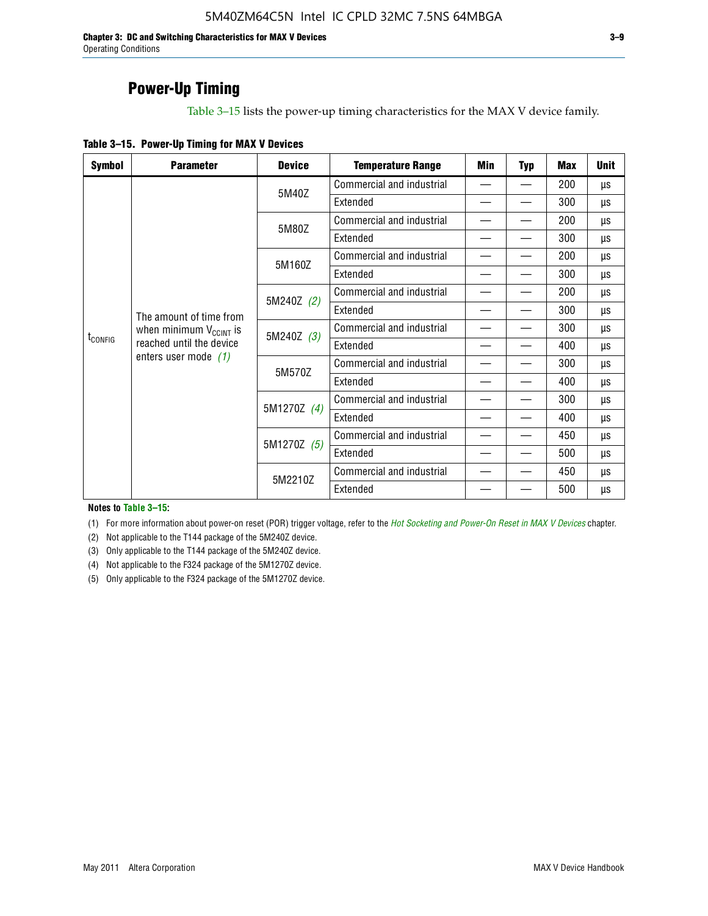## Power-Up Timing

Table 3–15 lists the power-up timing characteristics for the MAX V device family.

**Table 3–15. Power-Up Timing for MAX V Devices**

| Symbol | Parameter | Device | Temperature Range | Min | Typ | Max | Unit |
|---|---|---|---|---|---|---|---|
| $t_{CONFIG}$ | The amount of time from when minimum $V_{CCINT}$ is reached until the device enters user mode *(1)* | 5M40Z | Commercial and industrial | — | — | 200 | µs |
| | | | Extended | — | — | 300 | µs |
| | | 5M80Z | Commercial and industrial | — | — | 200 | µs |
| | | | Extended | — | — | 300 | µs |
| | | 5M160Z | Commercial and industrial | — | — | 200 | µs |
| | | | Extended | — | — | 300 | µs |
| | | 5M240Z *(2)* | Commercial and industrial | — | — | 200 | µs |
| | | | Extended | — | — | 300 | µs |
| | | 5M240Z *(3)* | Commercial and industrial | — | — | 300 | µs |
| | | | Extended | — | — | 400 | µs |
| | | 5M570Z | Commercial and industrial | — | — | 300 | µs |
| | | | Extended | — | — | 400 | µs |
| | | 5M1270Z *(4)* | Commercial and industrial | — | — | 300 | µs |
| | | | Extended | — | — | 400 | µs |
| | | 5M1270Z *(5)* | Commercial and industrial | — | — | 450 | µs |
| | | | Extended | — | — | 500 | µs |
| | | 5M2210Z | Commercial and industrial | — | — | 450 | µs |
| | | | Extended | — | — | 500 | µs |

**Notes to Table 3–15:**

(1) For more information about power-on reset (POR) trigger voltage, refer to the *Hot Socketing and Power-On Reset in MAX V Devices* chapter.

(2) Not applicable to the T144 package of the 5M240Z device.

(3) Only applicable to the T144 package of the 5M240Z device.

(4) Not applicable to the F324 package of the 5M1270Z device.

(5) Only applicable to the F324 package of the 5M1270Z device.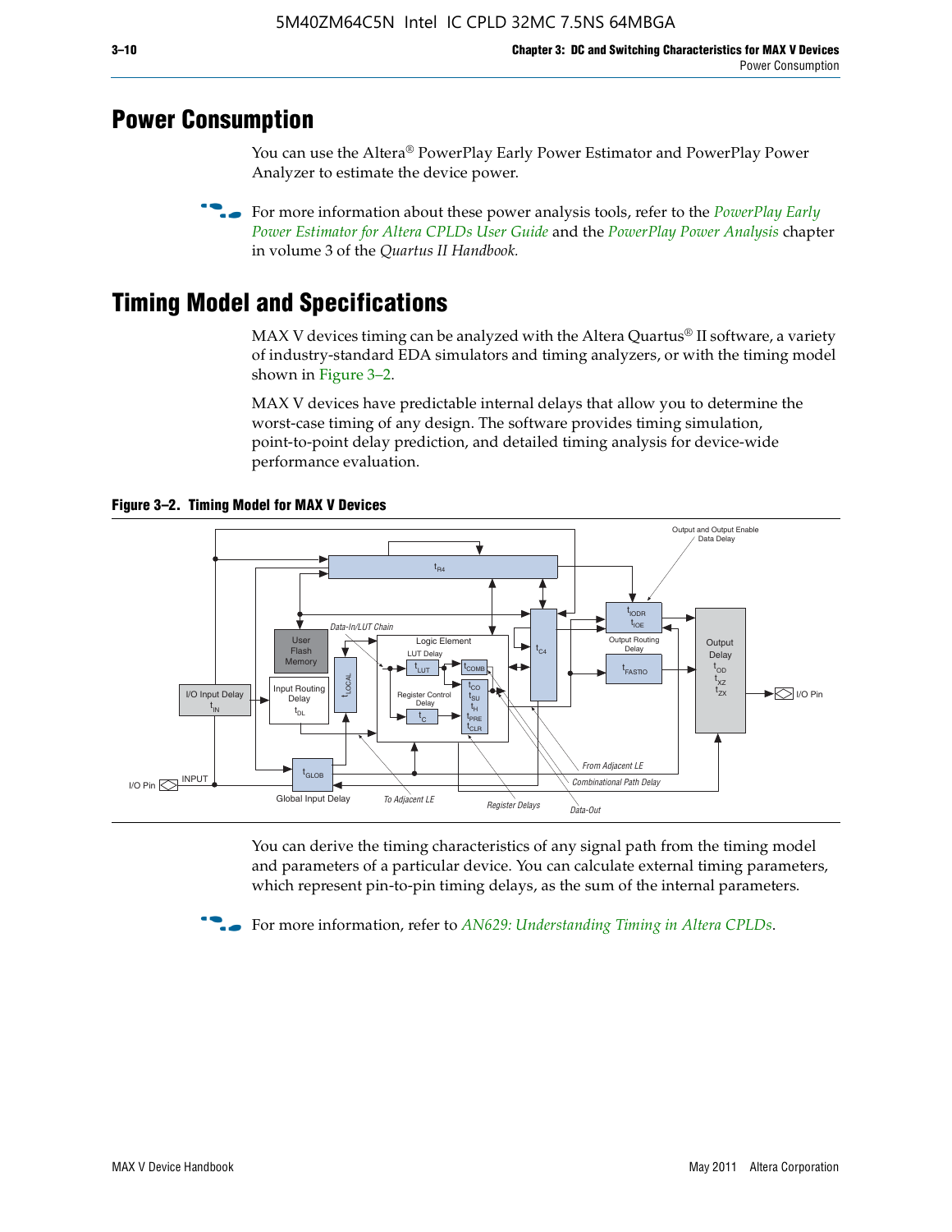## Power Consumption

You can use the Altera® PowerPlay Early Power Estimator and PowerPlay Power Analyzer to estimate the device power.

For more information about these power analysis tools, refer to the *PowerPlay Early Power Estimator for Altera CPLDs User Guide* and the *PowerPlay Power Analysis* chapter in volume 3 of the *Quartus II Handbook.*

## Timing Model and Specifications

MAX V devices timing can be analyzed with the Altera Quartus® II software, a variety of industry-standard EDA simulators and timing analyzers, or with the timing model shown in Figure 3–2.

MAX V devices have predictable internal delays that allow you to determine the worst-case timing of any design. The software provides timing simulation, point-to-point delay prediction, and detailed timing analysis for device-wide performance evaluation.

**Figure 3–2. Timing Model for MAX V Devices**

You can derive the timing characteristics of any signal path from the timing model and parameters of a particular device. You can calculate external timing parameters, which represent pin-to-pin timing delays, as the sum of the internal parameters.

For more information, refer to *AN629: Understanding Timing in Altera CPLDs*.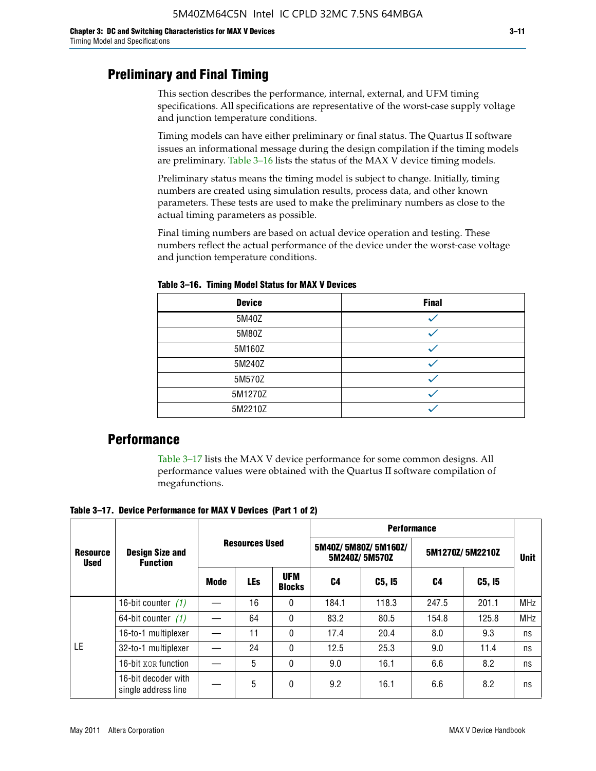## Preliminary and Final Timing

This section describes the performance, internal, external, and UFM timing specifications. All specifications are representative of the worst-case supply voltage and junction temperature conditions.

Timing models can have either preliminary or final status. The Quartus II software issues an informational message during the design compilation if the timing models are preliminary. Table 3–16 lists the status of the MAX V device timing models.

Preliminary status means the timing model is subject to change. Initially, timing numbers are created using simulation results, process data, and other known parameters. These tests are used to make the preliminary numbers as close to the actual timing parameters as possible.

Final timing numbers are based on actual device operation and testing. These numbers reflect the actual performance of the device under the worst-case voltage and junction temperature conditions.

**Table 3–16. Timing Model Status for MAX V Devices**

| Device | Final |
|---|---|
| 5M40Z | ✓ |
| 5M80Z | ✓ |
| 5M160Z | ✓ |
| 5M240Z | ✓ |
| 5M570Z | ✓ |
| 5M1270Z | ✓ |
| 5M2210Z | ✓ |

## Performance

Table 3–17 lists the MAX V device performance for some common designs. All performance values were obtained with the Quartus II software compilation of megafunctions.

**Table 3–17. Device Performance for MAX V Devices (Part 1 of 2)**

| Resource Used | Design Size and Function | Resources Used | | | Performance | | | | Unit |
|---|---|---|---|---|---|---|---|---|---|
| | | | | | 5M40Z/ 5M80Z/ 5M160Z/ 5M240Z/ 5M570Z | | 5M1270Z/ 5M2210Z | | |
| | | Mode | LEs | UFM Blocks | C4 | C5, I5 | C4 | C5, I5 | |
| LE | 16-bit counter (1) | — | 16 | 0 | 184.1 | 118.3 | 247.5 | 201.1 | MHz |
| | 64-bit counter (1) | — | 64 | 0 | 83.2 | 80.5 | 154.8 | 125.8 | MHz |
| | 16-to-1 multiplexer | — | 11 | 0 | 17.4 | 20.4 | 8.0 | 9.3 | ns |
| | 32-to-1 multiplexer | — | 24 | 0 | 12.5 | 25.3 | 9.0 | 11.4 | ns |
| | 16-bit XOR function | — | 5 | 0 | 9.0 | 16.1 | 6.6 | 8.2 | ns |
| | 16-bit decoder with single address line | — | 5 | 0 | 9.2 | 16.1 | 6.6 | 8.2 | ns |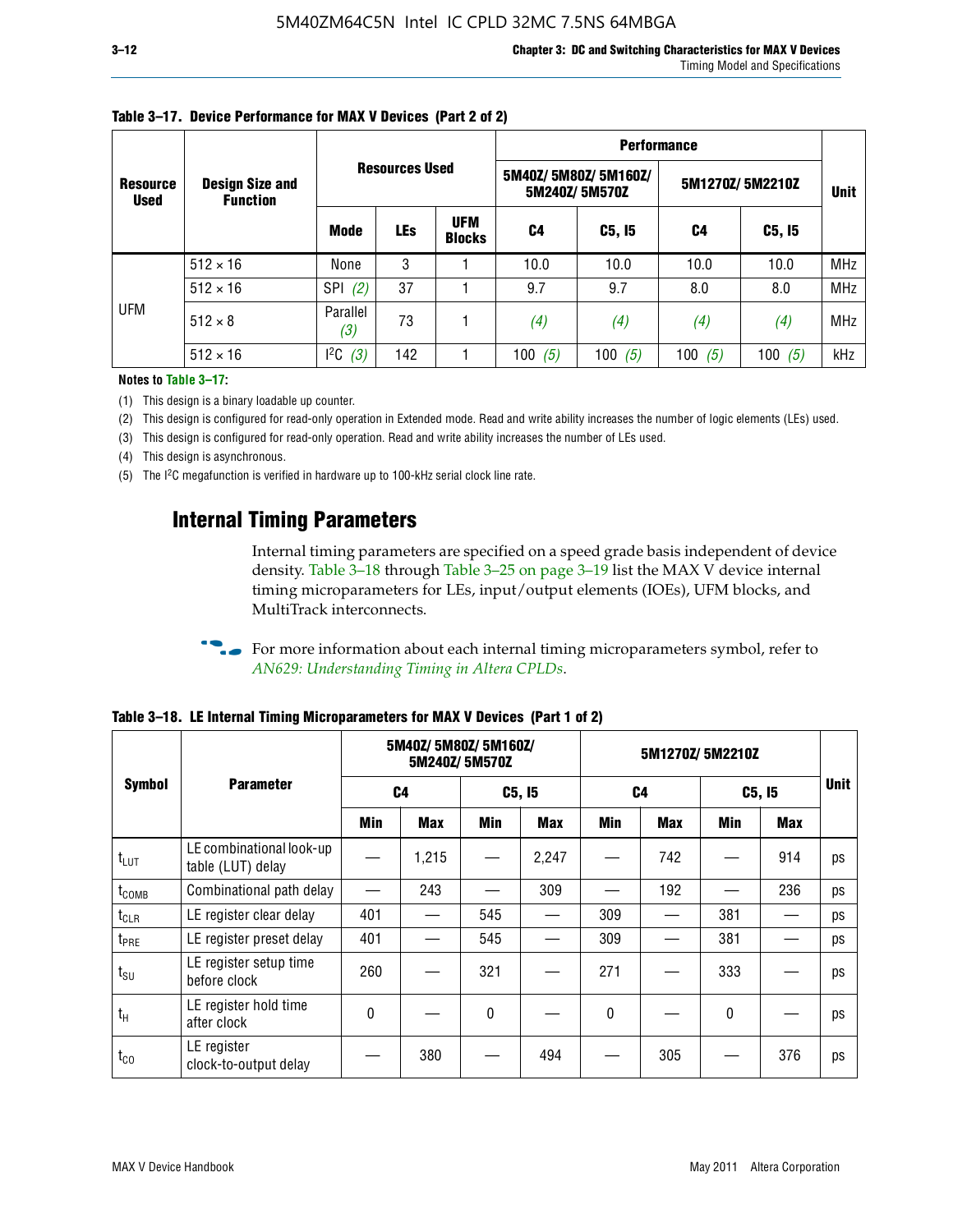**Table 3–17. Device Performance for MAX V Devices (Part 2 of 2)**

| Resource Used | Design Size and Function | Resources Used | | | Performance | | | | Unit |
|---|---|---|---|---|---|---|---|---|---|
| | | | | | 5M40Z/ 5M80Z/ 5M160Z/ 5M240Z/ 5M570Z | | 5M1270Z/ 5M2210Z | | |
| | | Mode | LEs | UFM Blocks | C4 | C5, I5 | C4 | C5, I5 | |
| UFM | 512 × 16 | None | 3 | 1 | 10.0 | 10.0 | 10.0 | 10.0 | MHz |
| | 512 × 16 | SPI *(2)* | 37 | 1 | 9.7 | 9.7 | 8.0 | 8.0 | MHz |
| | 512 × 8 | Parallel *(3)* | 73 | 1 | *(4)* | *(4)* | *(4)* | *(4)* | MHz |
| | 512 × 16 | $I^2C$ *(3)* | 142 | 1 | 100 *(5)* | 100 *(5)* | 100 *(5)* | 100 *(5)* | kHz |

**Notes to Table 3–17:**

(1) This design is a binary loadable up counter.

(2) This design is configured for read-only operation in Extended mode. Read and write ability increases the number of logic elements (LEs) used.

(3) This design is configured for read-only operation. Read and write ability increases the number of LEs used.

(4) This design is asynchronous.

(5) The $I^2C$ megafunction is verified in hardware up to 100-kHz serial clock line rate.

## Internal Timing Parameters

Internal timing parameters are specified on a speed grade basis independent of device density. Table 3–18 through Table 3–25 on page 3–19 list the MAX V device internal timing microparameters for LEs, input/output elements (IOEs), UFM blocks, and MultiTrack interconnects.

For more information about each internal timing microparameters symbol, refer to *AN629: Understanding Timing in Altera CPLDs*.

**Table 3–18. LE Internal Timing Microparameters for MAX V Devices (Part 1 of 2)**

| Symbol | Parameter | 5M40Z/ 5M80Z/ 5M160Z/ 5M240Z/ 5M570Z | | | | 5M1270Z/ 5M2210Z | | | | Unit |
|---|---|---|---|---|---|---|---|---|---|---|
| | | C4 | | C5, I5 | | C4 | | C5, I5 | | |
| | | Min | Max | Min | Max | Min | Max | Min | Max | |
| $t_{LUT}$ | LE combinational look-up table (LUT) delay | — | 1,215 | — | 2,247 | — | 742 | — | 914 | ps |
| $t_{COMB}$ | Combinational path delay | — | 243 | — | 309 | — | 192 | — | 236 | ps |
| $t_{CLR}$ | LE register clear delay | 401 | — | 545 | — | 309 | — | 381 | — | ps |
| $t_{PRE}$ | LE register preset delay | 401 | — | 545 | — | 309 | — | 381 | — | ps |
| $t_{SU}$ | LE register setup time before clock | 260 | — | 321 | — | 271 | — | 333 | — | ps |
| $t_H$ | LE register hold time after clock | 0 | — | 0 | — | 0 | — | 0 | — | ps |
| $t_{CO}$ | LE register clock-to-output delay | — | 380 | — | 494 | — | 305 | — | 376 | ps |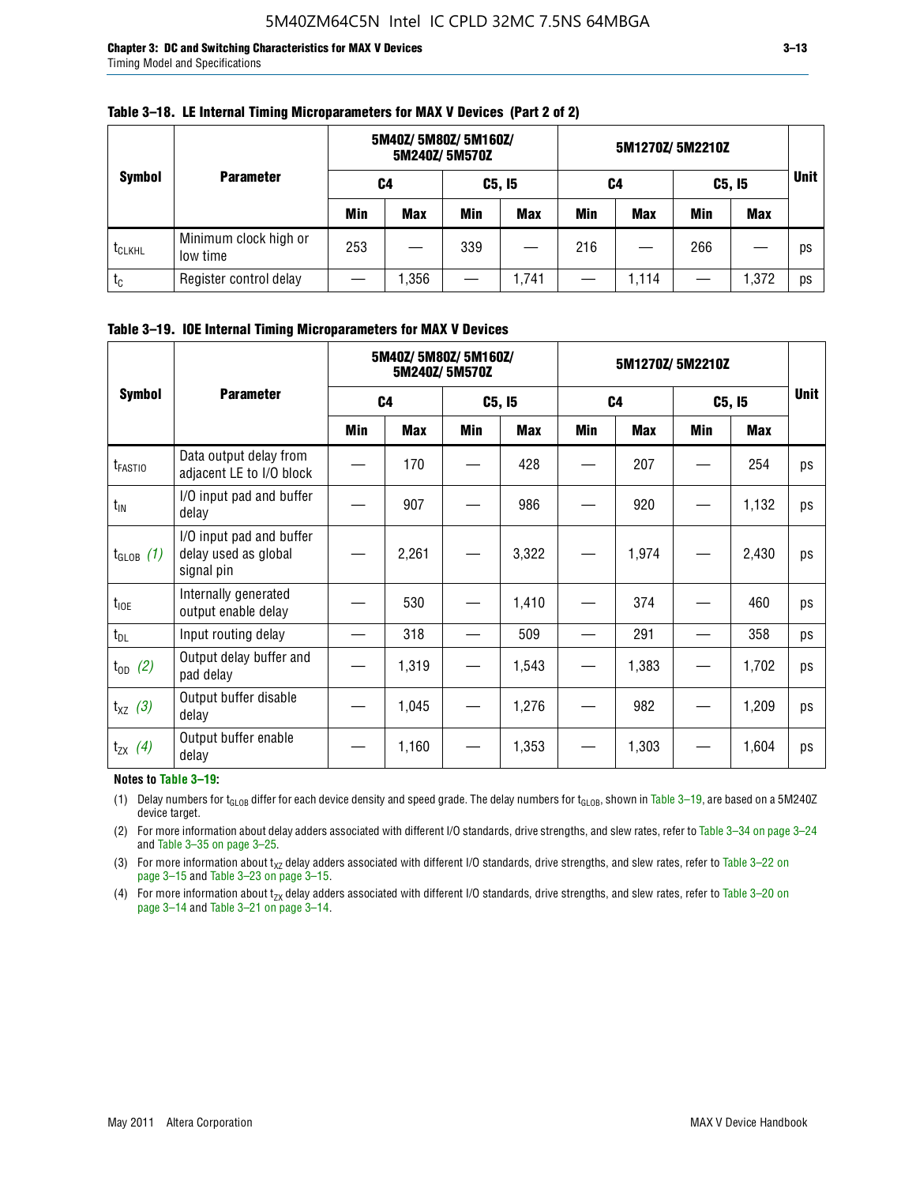**Table 3–18. LE Internal Timing Microparameters for MAX V Devices (Part 2 of 2)**

| Symbol | Parameter | 5M40Z/ 5M80Z/ 5M160Z/ 5M240Z/ 5M570Z | | | | 5M1270Z/ 5M2210Z | | | | Unit |
|---|---|---|---|---|---|---|---|---|---|---|
| | | C4 | | C5, I5 | | C4 | | C5, I5 | | |
| | | Min | Max | Min | Max | Min | Max | Min | Max | |
| $t_{CLKHL}$ | Minimum clock high or low time | 253 | — | 339 | — | 216 | — | 266 | — | ps |
| $t_C$ | Register control delay | — | 1,356 | — | 1,741 | — | 1,114 | — | 1,372 | ps |

**Table 3–19. IOE Internal Timing Microparameters for MAX V Devices**

| Symbol | Parameter | 5M40Z/ 5M80Z/ 5M160Z/ 5M240Z/ 5M570Z | | | | 5M1270Z/ 5M2210Z | | | | Unit |
|---|---|---|---|---|---|---|---|---|---|---|
| | | C4 | | C5, I5 | | C4 | | C5, I5 | | |
| | | Min | Max | Min | Max | Min | Max | Min | Max | |
| $t_{FASTIO}$ | Data output delay from adjacent LE to I/O block | — | 170 | — | 428 | — | 207 | — | 254 | ps |
| $t_{IN}$ | I/O input pad and buffer delay | — | 907 | — | 986 | — | 920 | — | 1,132 | ps |
| $t_{GLOB}$ *(1)* | I/O input pad and buffer delay used as global signal pin | — | 2,261 | — | 3,322 | — | 1,974 | — | 2,430 | ps |
| $t_{IOE}$ | Internally generated output enable delay | — | 530 | — | 1,410 | — | 374 | — | 460 | ps |
| $t_{DL}$ | Input routing delay | — | 318 | — | 509 | — | 291 | — | 358 | ps |
| $t_{OD}$ *(2)* | Output delay buffer and pad delay | — | 1,319 | — | 1,543 | — | 1,383 | — | 1,702 | ps |
| $t_{XZ}$ *(3)* | Output buffer disable delay | — | 1,045 | — | 1,276 | — | 982 | — | 1,209 | ps |
| $t_{ZX}$ *(4)* | Output buffer enable delay | — | 1,160 | — | 1,353 | — | 1,303 | — | 1,604 | ps |

**Notes to Table 3–19:**

(1) Delay numbers for $t_{GLOB}$ differ for each device density and speed grade. The delay numbers for $t_{GLOB}$, shown in Table 3–19, are based on a 5M240Z device target.

(2) For more information about delay adders associated with different I/O standards, drive strengths, and slew rates, refer to Table 3–34 on page 3–24 and Table 3–35 on page 3–25.

(3) For more information about $t_{XZ}$ delay adders associated with different I/O standards, drive strengths, and slew rates, refer to Table 3–22 on page 3–15 and Table 3–23 on page 3–15.

(4) For more information about $t_{ZX}$ delay adders associated with different I/O standards, drive strengths, and slew rates, refer to Table 3–20 on page 3–14 and Table 3–21 on page 3–14.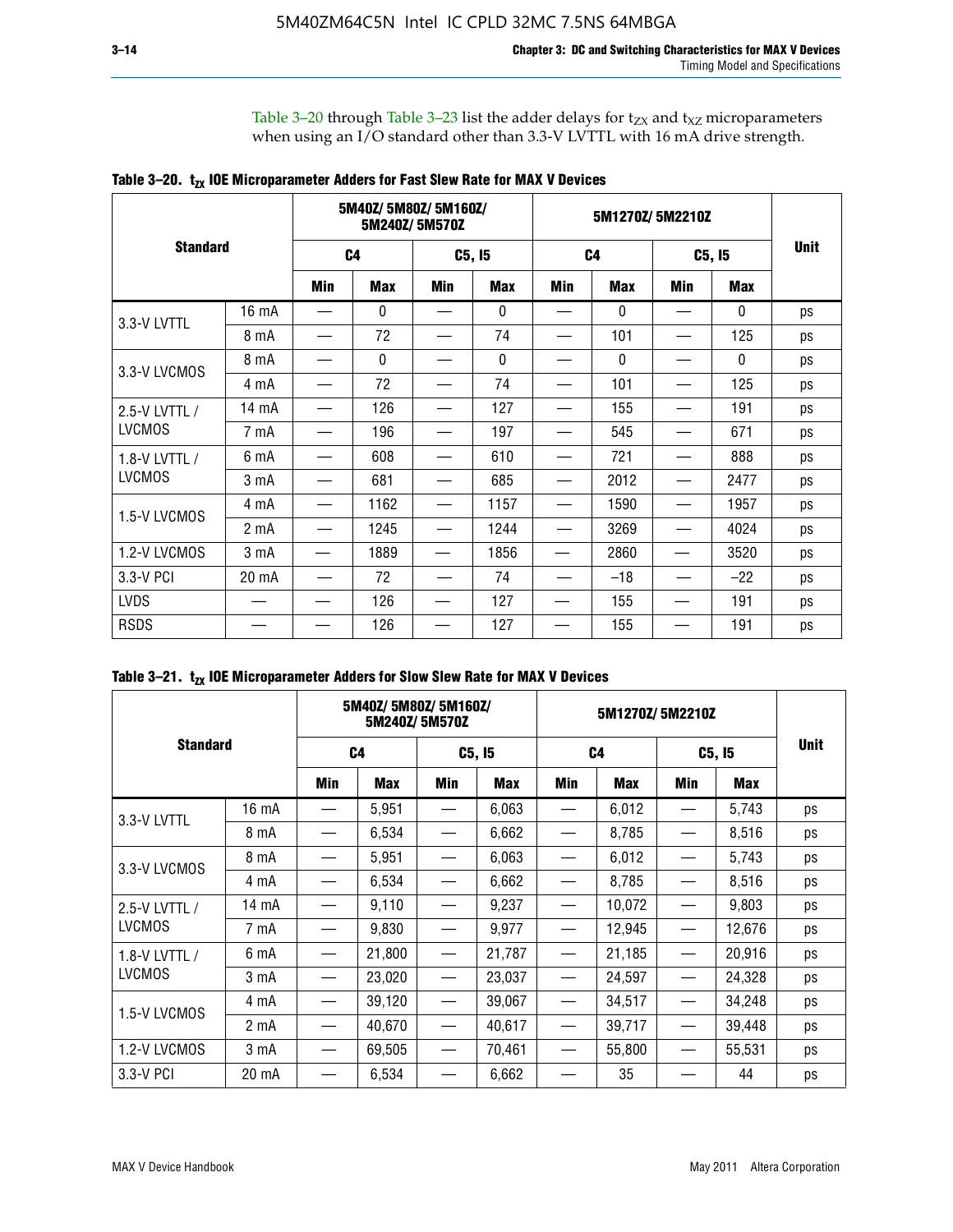Table 3–20 through Table 3–23 list the adder delays for $t_{ZX}$ and $t_{XZ}$ microparameters when using an I/O standard other than 3.3-V LVTTL with 16 mA drive strength.

**Table 3–20. $t_{ZX}$ IOE Microparameter Adders for Fast Slew Rate for MAX V Devices**

| Standard | | 5M40Z/ 5M80Z/ 5M160Z/ 5M240Z/ 5M570Z | | | | 5M1270Z/ 5M2210Z | | | | Unit |
|---|---|---|---|---|---|---|---|---|---|---|
| | | C4 | | C5, I5 | | C4 | | C5, I5 | | |
| | | Min | Max | Min | Max | Min | Max | Min | Max | |
| 3.3-V LVTTL | 16 mA | — | 0 | — | 0 | — | 0 | — | 0 | ps |
| | 8 mA | — | 72 | — | 74 | — | 101 | — | 125 | ps |
| 3.3-V LVCMOS | 8 mA | — | 0 | — | 0 | — | 0 | — | 0 | ps |
| | 4 mA | — | 72 | — | 74 | — | 101 | — | 125 | ps |
| 2.5-V LVTTL / LVCMOS | 14 mA | — | 126 | — | 127 | — | 155 | — | 191 | ps |
| | 7 mA | — | 196 | — | 197 | — | 545 | — | 671 | ps |
| 1.8-V LVTTL / LVCMOS | 6 mA | — | 608 | — | 610 | — | 721 | — | 888 | ps |
| | 3 mA | — | 681 | — | 685 | — | 2012 | — | 2477 | ps |
| 1.5-V LVCMOS | 4 mA | — | 1162 | — | 1157 | — | 1590 | — | 1957 | ps |
| | 2 mA | — | 1245 | — | 1244 | — | 3269 | — | 4024 | ps |
| 1.2-V LVCMOS | 3 mA | — | 1889 | — | 1856 | — | 2860 | — | 3520 | ps |
| 3.3-V PCI | 20 mA | — | 72 | — | 74 | — | –18 | — | –22 | ps |
| LVDS | — | — | 126 | — | 127 | — | 155 | — | 191 | ps |
| RSDS | — | — | 126 | — | 127 | — | 155 | — | 191 | ps |

**Table 3–21. $t_{ZX}$ IOE Microparameter Adders for Slow Slew Rate for MAX V Devices**

| Standard | | 5M40Z/ 5M80Z/ 5M160Z/ 5M240Z/ 5M570Z | | | | 5M1270Z/ 5M2210Z | | | | Unit |
|---|---|---|---|---|---|---|---|---|---|---|
| | | C4 | | C5, I5 | | C4 | | C5, I5 | | |
| | | Min | Max | Min | Max | Min | Max | Min | Max | |
| 3.3-V LVTTL | 16 mA | — | 5,951 | — | 6,063 | — | 6,012 | — | 5,743 | ps |
| | 8 mA | — | 6,534 | — | 6,662 | — | 8,785 | — | 8,516 | ps |
| 3.3-V LVCMOS | 8 mA | — | 5,951 | — | 6,063 | — | 6,012 | — | 5,743 | ps |
| | 4 mA | — | 6,534 | — | 6,662 | — | 8,785 | — | 8,516 | ps |
| 2.5-V LVTTL / LVCMOS | 14 mA | — | 9,110 | — | 9,237 | — | 10,072 | — | 9,803 | ps |
| | 7 mA | — | 9,830 | — | 9,977 | — | 12,945 | — | 12,676 | ps |
| 1.8-V LVTTL / LVCMOS | 6 mA | — | 21,800 | — | 21,787 | — | 21,185 | — | 20,916 | ps |
| | 3 mA | — | 23,020 | — | 23,037 | — | 24,597 | — | 24,328 | ps |
| 1.5-V LVCMOS | 4 mA | — | 39,120 | — | 39,067 | — | 34,517 | — | 34,248 | ps |
| | 2 mA | — | 40,670 | — | 40,617 | — | 39,717 | — | 39,448 | ps |
| 1.2-V LVCMOS | 3 mA | — | 69,505 | — | 70,461 | — | 55,800 | — | 55,531 | ps |
| 3.3-V PCI | 20 mA | — | 6,534 | — | 6,662 | — | 35 | — | 44 | ps |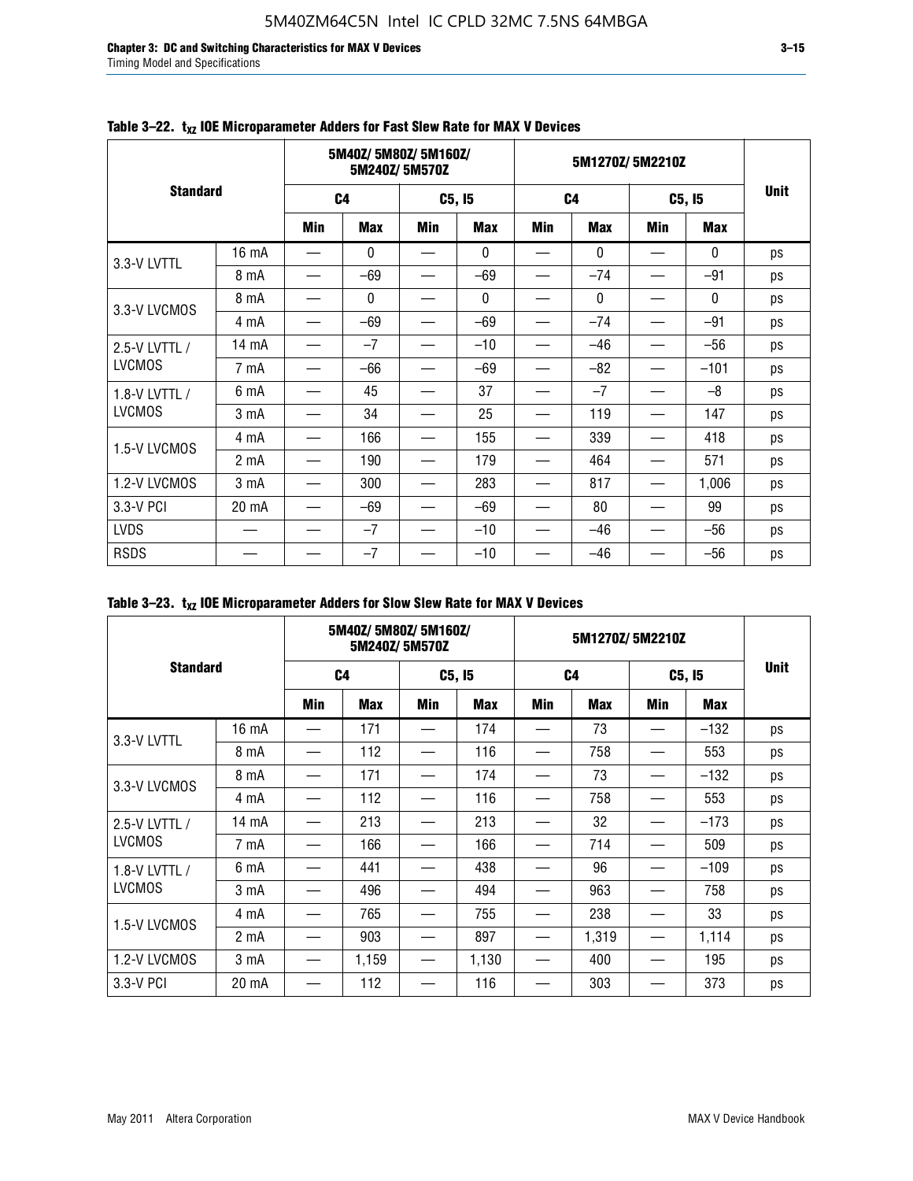**Table 3–22. $t_{XZ}$ IOE Microparameter Adders for Fast Slew Rate for MAX V Devices**

| Standard | | 5M40Z/ 5M80Z/ 5M160Z/ 5M240Z/ 5M570Z | | | | 5M1270Z/ 5M2210Z | | | | Unit |
|---|---|---|---|---|---|---|---|---|---|---|
| | | C4 | | C5, I5 | | C4 | | C5, I5 | | |
| | | Min | Max | Min | Max | Min | Max | Min | Max | |
| 3.3-V LVTTL | 16 mA | — | 0 | — | 0 | — | 0 | — | 0 | ps |
| | 8 mA | — | –69 | — | –69 | — | –74 | — | –91 | ps |
| 3.3-V LVCMOS | 8 mA | — | 0 | — | 0 | — | 0 | — | 0 | ps |
| | 4 mA | — | –69 | — | –69 | — | –74 | — | –91 | ps |
| 2.5-V LVTTL / LVCMOS | 14 mA | — | –7 | — | –10 | — | –46 | — | –56 | ps |
| | 7 mA | — | –66 | — | –69 | — | –82 | — | –101 | ps |
| 1.8-V LVTTL / LVCMOS | 6 mA | — | 45 | — | 37 | — | –7 | — | –8 | ps |
| | 3 mA | — | 34 | — | 25 | — | 119 | — | 147 | ps |
| 1.5-V LVCMOS | 4 mA | — | 166 | — | 155 | — | 339 | — | 418 | ps |
| | 2 mA | — | 190 | — | 179 | — | 464 | — | 571 | ps |
| 1.2-V LVCMOS | 3 mA | — | 300 | — | 283 | — | 817 | — | 1,006 | ps |
| 3.3-V PCI | 20 mA | — | –69 | — | –69 | — | 80 | — | 99 | ps |
| LVDS | — | — | –7 | — | –10 | — | –46 | — | –56 | ps |
| RSDS | — | — | –7 | — | –10 | — | –46 | — | –56 | ps |

**Table 3–23. $t_{XZ}$ IOE Microparameter Adders for Slow Slew Rate for MAX V Devices**

| Standard | | 5M40Z/ 5M80Z/ 5M160Z/ 5M240Z/ 5M570Z | | | | 5M1270Z/ 5M2210Z | | | | Unit |
|---|---|---|---|---|---|---|---|---|---|---|
| | | C4 | | C5, I5 | | C4 | | C5, I5 | | |
| | | Min | Max | Min | Max | Min | Max | Min | Max | |
| 3.3-V LVTTL | 16 mA | — | 171 | — | 174 | — | 73 | — | –132 | ps |
| | 8 mA | — | 112 | — | 116 | — | 758 | — | 553 | ps |
| 3.3-V LVCMOS | 8 mA | — | 171 | — | 174 | — | 73 | — | –132 | ps |
| | 4 mA | — | 112 | — | 116 | — | 758 | — | 553 | ps |
| 2.5-V LVTTL / LVCMOS | 14 mA | — | 213 | — | 213 | — | 32 | — | –173 | ps |
| | 7 mA | — | 166 | — | 166 | — | 714 | — | 509 | ps |
| 1.8-V LVTTL / LVCMOS | 6 mA | — | 441 | — | 438 | — | 96 | — | –109 | ps |
| | 3 mA | — | 496 | — | 494 | — | 963 | — | 758 | ps |
| 1.5-V LVCMOS | 4 mA | — | 765 | — | 755 | — | 238 | — | 33 | ps |
| | 2 mA | — | 903 | — | 897 | — | 1,319 | — | 1,114 | ps |
| 1.2-V LVCMOS | 3 mA | — | 1,159 | — | 1,130 | — | 400 | — | 195 | ps |
| 3.3-V PCI | 20 mA | — | 112 | — | 116 | — | 303 | — | 373 | ps |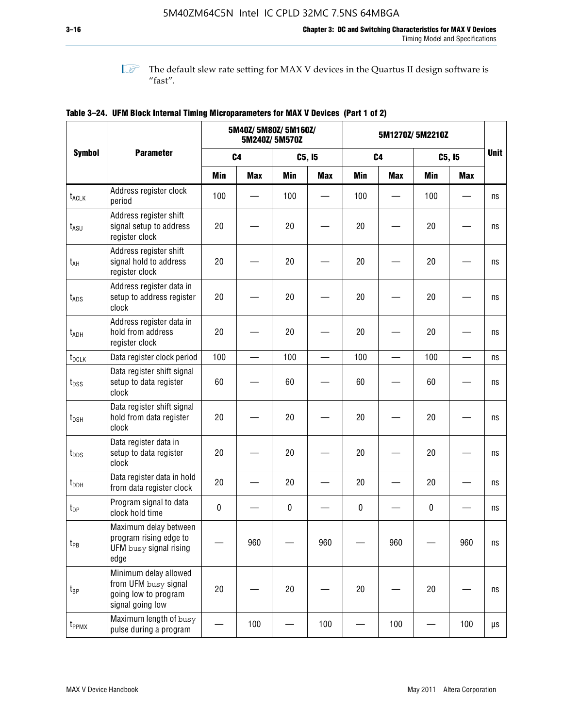The default slew rate setting for MAX V devices in the Quartus II design software is "fast".

**Table 3–24. UFM Block Internal Timing Microparameters for MAX V Devices (Part 1 of 2)**

| Symbol | Parameter | 5M40Z/ 5M80Z/ 5M160Z/ 5M240Z/ 5M570Z | | | | 5M1270Z/ 5M2210Z | | | | Unit |
|---|---|---|---|---|---|---|---|---|---|---|
| | | C4 | | C5, I5 | | C4 | | C5, I5 | | |
| | | Min | Max | Min | Max | Min | Max | Min | Max | |
| $t_{ACLK}$ | Address register clock period | 100 | — | 100 | — | 100 | — | 100 | — | ns |
| $t_{ASU}$ | Address register shift signal setup to address register clock | 20 | — | 20 | — | 20 | — | 20 | — | ns |
| $t_{AH}$ | Address register shift signal hold to address register clock | 20 | — | 20 | — | 20 | — | 20 | — | ns |
| $t_{ADS}$ | Address register data in setup to address register clock | 20 | — | 20 | — | 20 | — | 20 | — | ns |
| $t_{ADH}$ | Address register data in hold from address register clock | 20 | — | 20 | — | 20 | — | 20 | — | ns |
| $t_{DCLK}$ | Data register clock period | 100 | — | 100 | — | 100 | — | 100 | — | ns |
| $t_{DSS}$ | Data register shift signal setup to data register clock | 60 | — | 60 | — | 60 | — | 60 | — | ns |
| $t_{DSH}$ | Data register shift signal hold from data register clock | 20 | — | 20 | — | 20 | — | 20 | — | ns |
| $t_{DDS}$ | Data register data in setup to data register clock | 20 | — | 20 | — | 20 | — | 20 | — | ns |
| $t_{DDH}$ | Data register data in hold from data register clock | 20 | — | 20 | — | 20 | — | 20 | — | ns |
| $t_{DP}$ | Program signal to data clock hold time | 0 | — | 0 | — | 0 | — | 0 | — | ns |
| $t_{PB}$ | Maximum delay between program rising edge to UFM busy signal rising edge | — | 960 | — | 960 | — | 960 | — | 960 | ns |
| $t_{BP}$ | Minimum delay allowed from UFM busy signal going low to program signal going low | 20 | — | 20 | — | 20 | — | 20 | — | ns |
| $t_{PPMX}$ | Maximum length of busy pulse during a program | — | 100 | — | 100 | — | 100 | — | 100 | µs |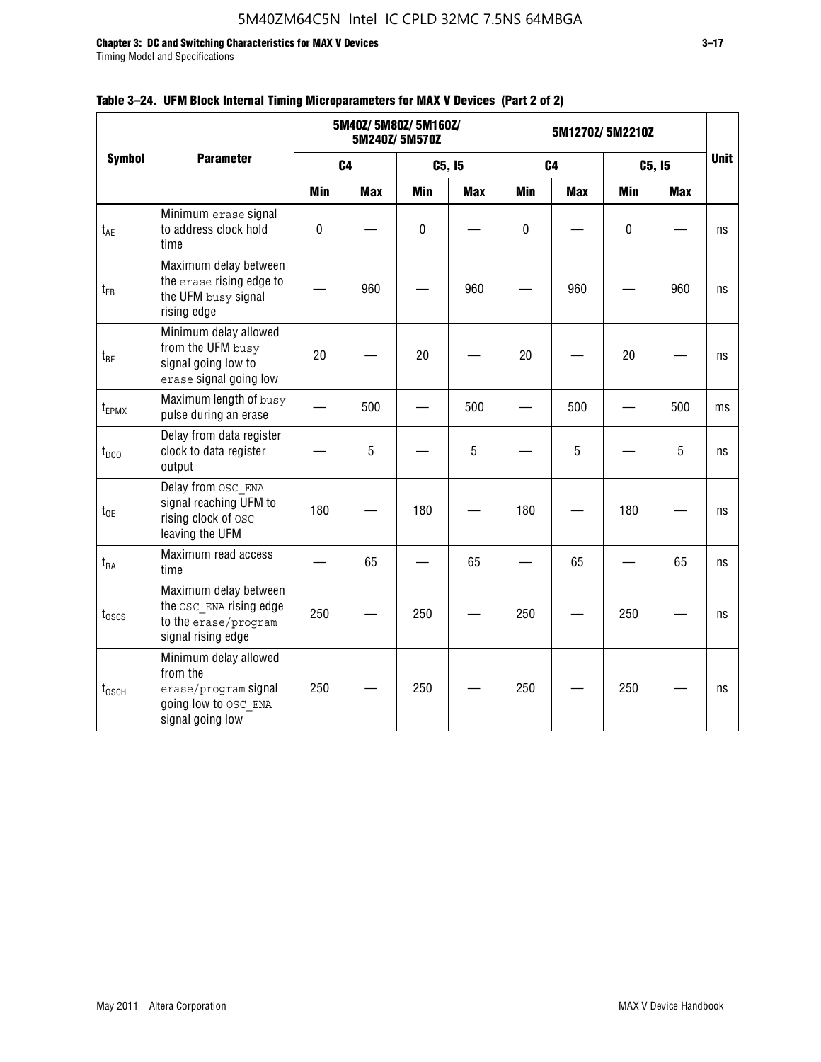**Table 3–24. UFM Block Internal Timing Microparameters for MAX V Devices (Part 2 of 2)**

| Symbol | Parameter | 5M40Z/ 5M80Z/ 5M160Z/ 5M240Z/ 5M570Z | | | | 5M1270Z/ 5M2210Z | | | | Unit |
|---|---|---|---|---|---|---|---|---|---|---|
| | | C4 | | C5, I5 | | C4 | | C5, I5 | | |
| | | Min | Max | Min | Max | Min | Max | Min | Max | |
| $t_{AE}$ | Minimum erase signal to address clock hold time | 0 | — | 0 | — | 0 | — | 0 | — | ns |
| $t_{EB}$ | Maximum delay between the erase rising edge to the UFM busy signal rising edge | — | 960 | — | 960 | — | 960 | — | 960 | ns |
| $t_{BE}$ | Minimum delay allowed from the UFM busy signal going low to erase signal going low | 20 | — | 20 | — | 20 | — | 20 | — | ns |
| $t_{EPMX}$ | Maximum length of busy pulse during an erase | — | 500 | — | 500 | — | 500 | — | 500 | ms |
| $t_{DCO}$ | Delay from data register clock to data register output | — | 5 | — | 5 | — | 5 | — | 5 | ns |
| $t_{OE}$ | Delay from OSC_ENA signal reaching UFM to rising clock of OSC leaving the UFM | 180 | — | 180 | — | 180 | — | 180 | — | ns |
| $t_{RA}$ | Maximum read access time | — | 65 | — | 65 | — | 65 | — | 65 | ns |
| $t_{OSCS}$ | Maximum delay between the OSC_ENA rising edge to the erase/program signal rising edge | 250 | — | 250 | — | 250 | — | 250 | — | ns |
| $t_{OSCH}$ | Minimum delay allowed from the erase/program signal going low to OSC_ENA signal going low | 250 | — | 250 | — | 250 | — | 250 | — | ns |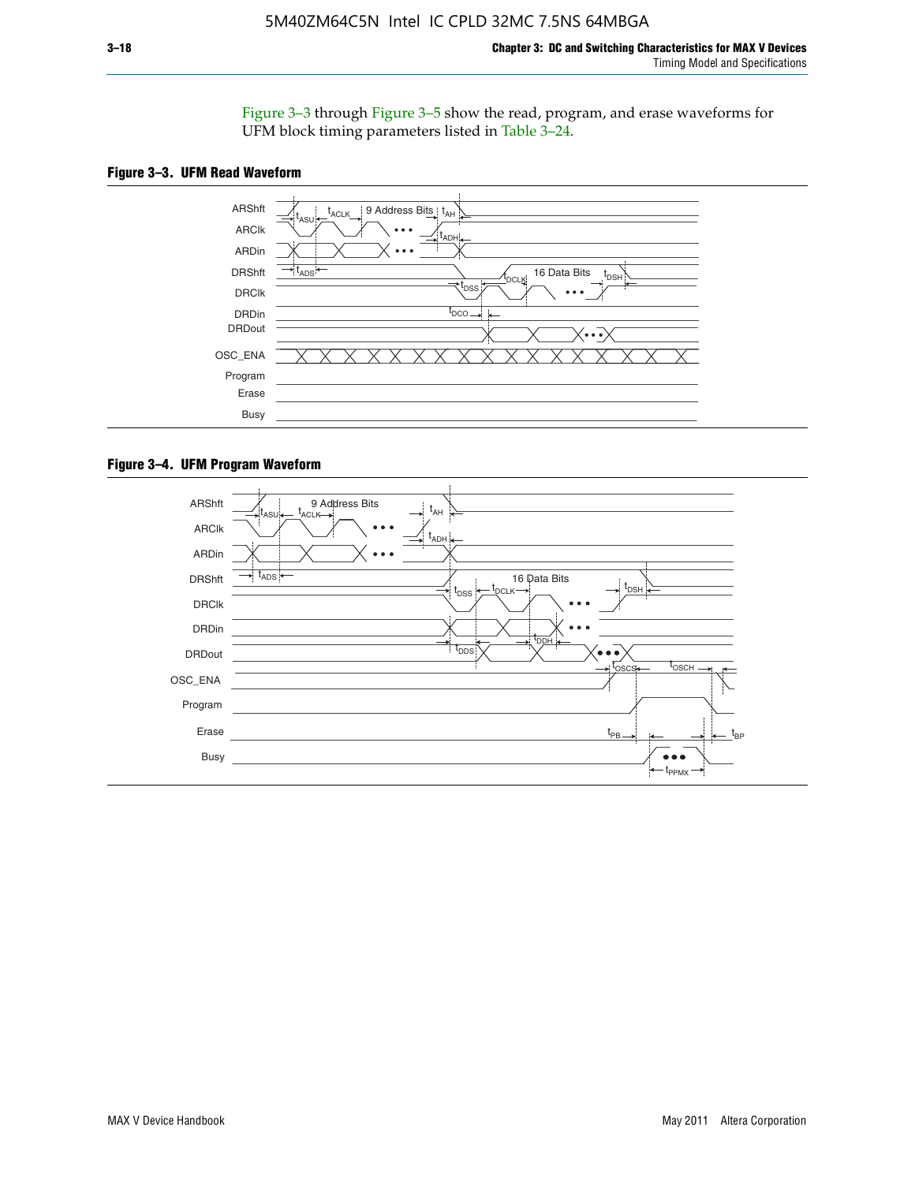Figure 3–3 through Figure 3–5 show the read, program, and erase waveforms for UFM block timing parameters listed in Table 3–24.

**Figure 3–3. UFM Read Waveform**

**Figure 3–4. UFM Program Waveform**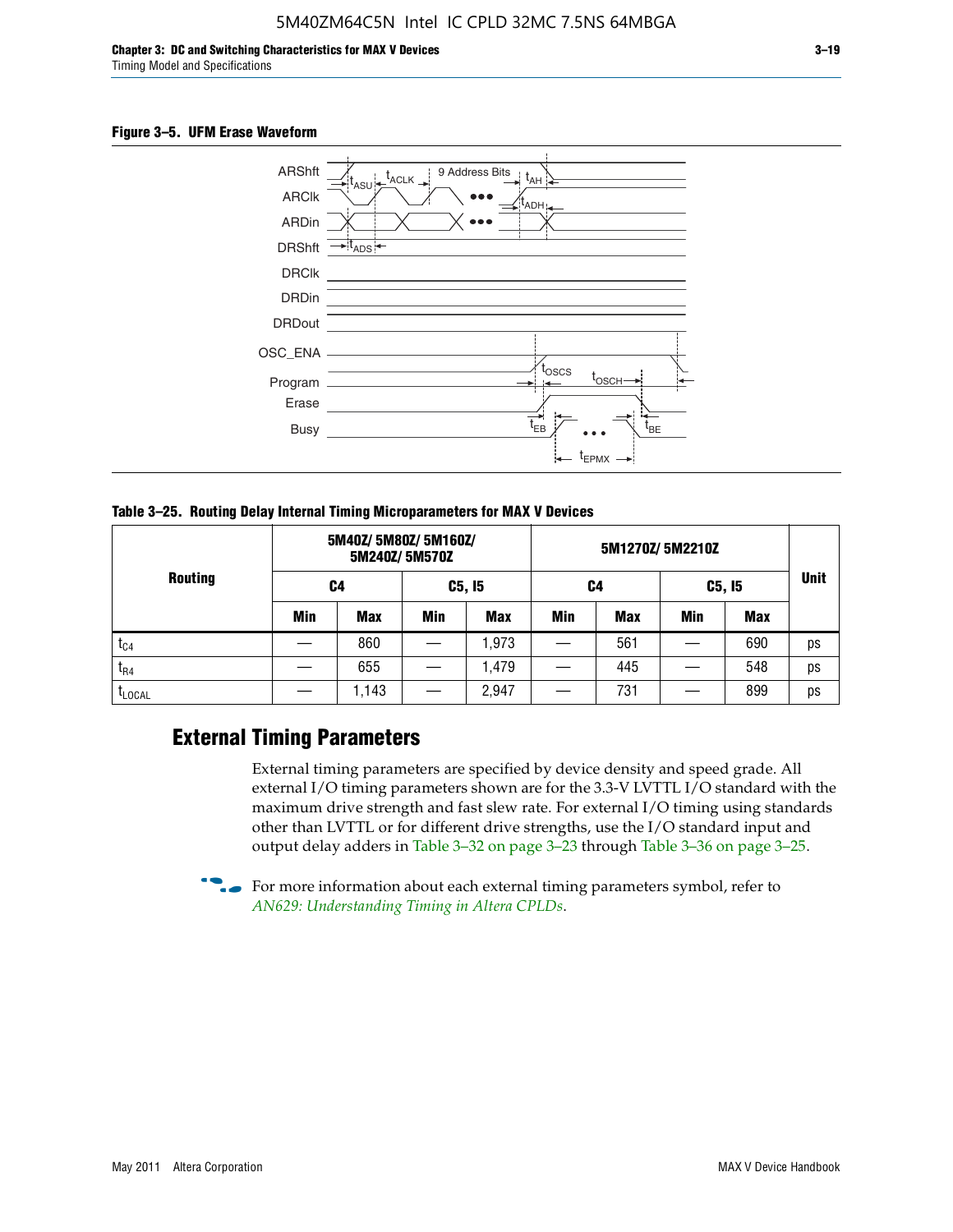**Figure 3–5. UFM Erase Waveform**

**Table 3–25. Routing Delay Internal Timing Microparameters for MAX V Devices**

| Routing | 5M40Z/ 5M80Z/ 5M160Z/ 5M240Z/ 5M570Z | | | | 5M1270Z/ 5M2210Z | | | | Unit |
|---|---|---|---|---|---|---|---|---|---|
| | C4 | | C5, I5 | | C4 | | C5, I5 | | |
| | Min | Max | Min | Max | Min | Max | Min | Max | |
| $t_{C4}$ | — | 860 | — | 1,973 | — | 561 | — | 690 | ps |
| $t_{R4}$ | — | 655 | — | 1,479 | — | 445 | — | 548 | ps |
| $t_{LOCAL}$ | — | 1,143 | — | 2,947 | — | 731 | — | 899 | ps |

## External Timing Parameters

External timing parameters are specified by device density and speed grade. All external I/O timing parameters shown are for the 3.3-V LVTTL I/O standard with the maximum drive strength and fast slew rate. For external I/O timing using standards other than LVTTL or for different drive strengths, use the I/O standard input and output delay adders in Table 3–32 on page 3–23 through Table 3–36 on page 3–25.

For more information about each external timing parameters symbol, refer to *AN629: Understanding Timing in Altera CPLDs*.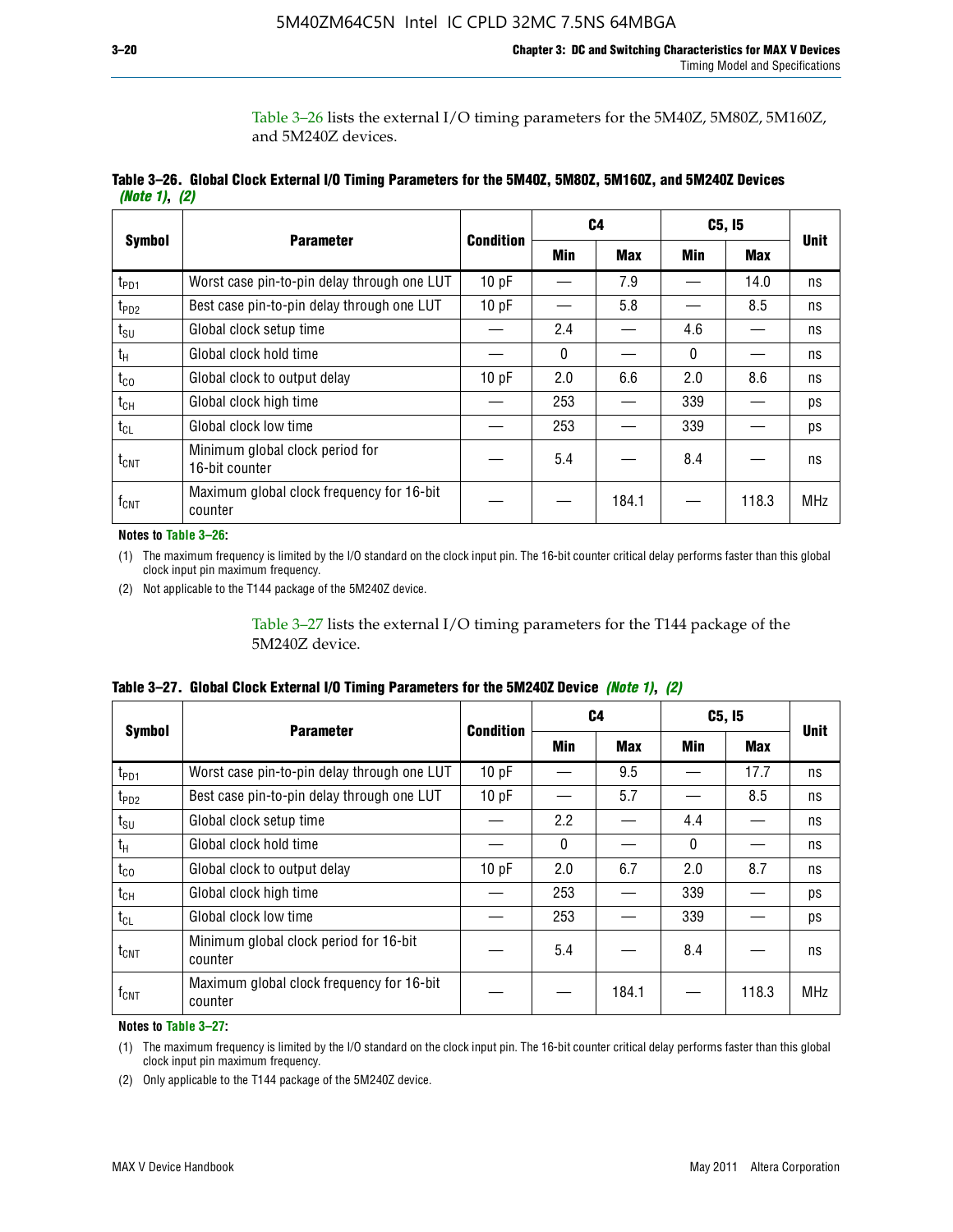Table 3–26 lists the external I/O timing parameters for the 5M40Z, 5M80Z, 5M160Z, and 5M240Z devices.

**Table 3–26. Global Clock External I/O Timing Parameters for the 5M40Z, 5M80Z, 5M160Z, and 5M240Z Devices *(Note 1)*, *(2)***

| Symbol | Parameter | Condition | C4 | | C5, I5 | | Unit |
|---|---|---|---|---|---|---|---|
| | | | Min | Max | Min | Max | |
| $t_{PD1}$ | Worst case pin-to-pin delay through one LUT | 10 pF | — | 7.9 | — | 14.0 | ns |
| $t_{PD2}$ | Best case pin-to-pin delay through one LUT | 10 pF | — | 5.8 | — | 8.5 | ns |
| $t_{SU}$ | Global clock setup time | — | 2.4 | — | 4.6 | — | ns |
| $t_{H}$ | Global clock hold time | — | 0 | — | 0 | — | ns |
| $t_{CO}$ | Global clock to output delay | 10 pF | 2.0 | 6.6 | 2.0 | 8.6 | ns |
| $t_{CH}$ | Global clock high time | — | 253 | — | 339 | — | ps |
| $t_{CL}$ | Global clock low time | — | 253 | — | 339 | — | ps |
| $t_{CNT}$ | Minimum global clock period for 16-bit counter | — | 5.4 | — | 8.4 | — | ns |
| $f_{CNT}$ | Maximum global clock frequency for 16-bit counter | — | — | 184.1 | — | 118.3 | MHz |

**Notes to Table 3–26:**

(1) The maximum frequency is limited by the I/O standard on the clock input pin. The 16-bit counter critical delay performs faster than this global clock input pin maximum frequency.

(2) Not applicable to the T144 package of the 5M240Z device.

Table 3–27 lists the external I/O timing parameters for the T144 package of the 5M240Z device.

**Table 3–27. Global Clock External I/O Timing Parameters for the 5M240Z Device *(Note 1)*, *(2)***

| Symbol | Parameter | Condition | C4 | | C5, I5 | | Unit |
|---|---|---|---|---|---|---|---|
| | | | Min | Max | Min | Max | |
| $t_{PD1}$ | Worst case pin-to-pin delay through one LUT | 10 pF | — | 9.5 | — | 17.7 | ns |
| $t_{PD2}$ | Best case pin-to-pin delay through one LUT | 10 pF | — | 5.7 | — | 8.5 | ns |
| $t_{SU}$ | Global clock setup time | — | 2.2 | — | 4.4 | — | ns |
| $t_{H}$ | Global clock hold time | — | 0 | — | 0 | — | ns |
| $t_{CO}$ | Global clock to output delay | 10 pF | 2.0 | 6.7 | 2.0 | 8.7 | ns |
| $t_{CH}$ | Global clock high time | — | 253 | — | 339 | — | ps |
| $t_{CL}$ | Global clock low time | — | 253 | — | 339 | — | ps |
| $t_{CNT}$ | Minimum global clock period for 16-bit counter | — | 5.4 | — | 8.4 | — | ns |
| $f_{CNT}$ | Maximum global clock frequency for 16-bit counter | — | — | 184.1 | — | 118.3 | MHz |

**Notes to Table 3–27:**

(1) The maximum frequency is limited by the I/O standard on the clock input pin. The 16-bit counter critical delay performs faster than this global clock input pin maximum frequency.

(2) Only applicable to the T144 package of the 5M240Z device.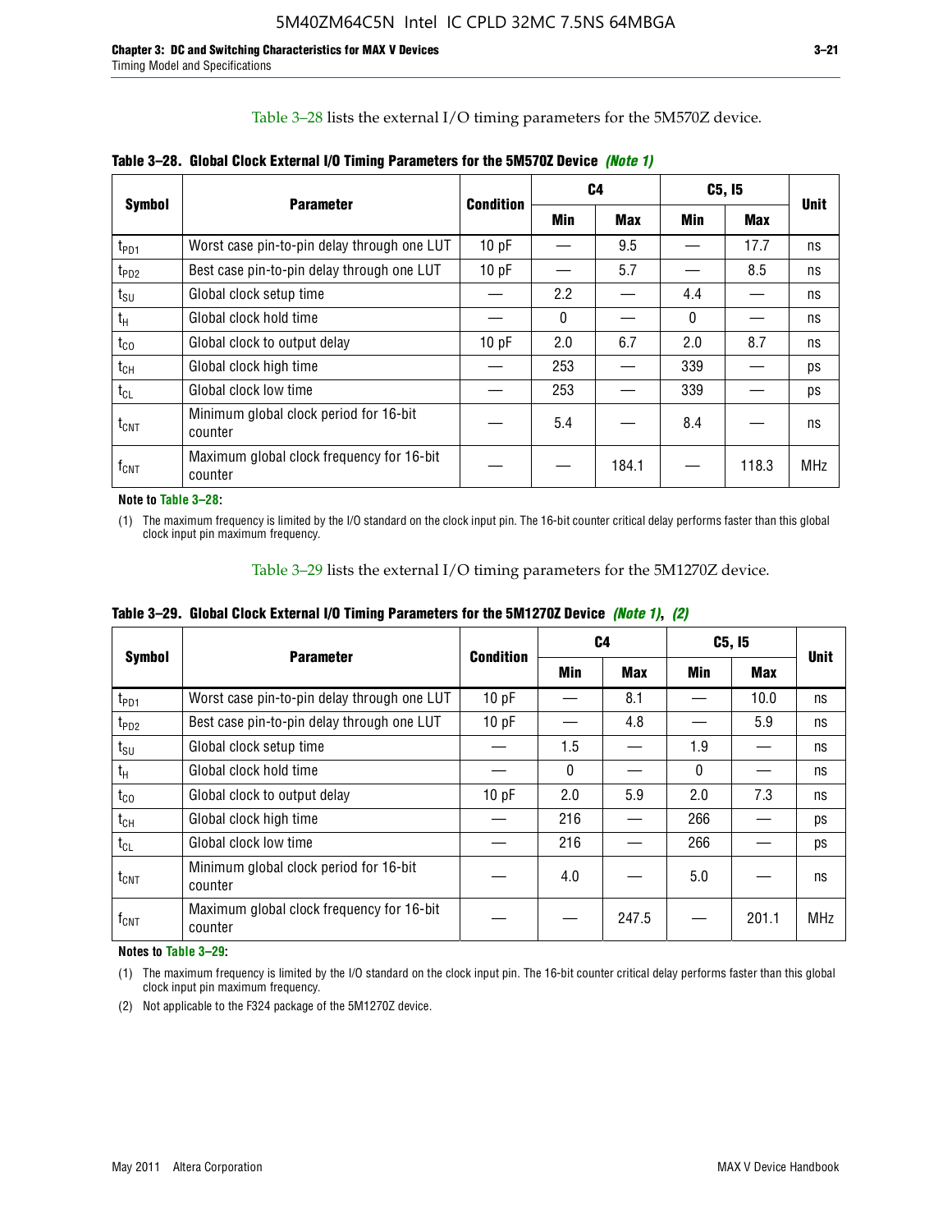Table 3–28 lists the external I/O timing parameters for the 5M570Z device.

**Table 3–28. Global Clock External I/O Timing Parameters for the 5M570Z Device** *(Note 1)*

| Symbol | Parameter | Condition | C4 | | C5, I5 | | Unit |
|---|---|---|---|---|---|---|---|
| | | | Min | Max | Min | Max | |
| $t_{PD1}$ | Worst case pin-to-pin delay through one LUT | 10 pF | — | 9.5 | — | 17.7 | ns |
| $t_{PD2}$ | Best case pin-to-pin delay through one LUT | 10 pF | — | 5.7 | — | 8.5 | ns |
| $t_{SU}$ | Global clock setup time | — | 2.2 | — | 4.4 | — | ns |
| $t_H$ | Global clock hold time | — | 0 | — | 0 | — | ns |
| $t_{CO}$ | Global clock to output delay | 10 pF | 2.0 | 6.7 | 2.0 | 8.7 | ns |
| $t_{CH}$ | Global clock high time | — | 253 | — | 339 | — | ps |
| $t_{CL}$ | Global clock low time | — | 253 | — | 339 | — | ps |
| $t_{CNT}$ | Minimum global clock period for 16-bit counter | — | 5.4 | — | 8.4 | — | ns |
| $f_{CNT}$ | Maximum global clock frequency for 16-bit counter | — | — | 184.1 | — | 118.3 | MHz |

**Note to Table 3–28:**

(1) The maximum frequency is limited by the I/O standard on the clock input pin. The 16-bit counter critical delay performs faster than this global clock input pin maximum frequency.

Table 3–29 lists the external I/O timing parameters for the 5M1270Z device.

**Table 3–29. Global Clock External I/O Timing Parameters for the 5M1270Z Device** *(Note 1)*, *(2)*

| Symbol | Parameter | Condition | C4 | | C5, I5 | | Unit |
|---|---|---|---|---|---|---|---|
| | | | Min | Max | Min | Max | |
| $t_{PD1}$ | Worst case pin-to-pin delay through one LUT | 10 pF | — | 8.1 | — | 10.0 | ns |
| $t_{PD2}$ | Best case pin-to-pin delay through one LUT | 10 pF | — | 4.8 | — | 5.9 | ns |
| $t_{SU}$ | Global clock setup time | — | 1.5 | — | 1.9 | — | ns |
| $t_H$ | Global clock hold time | — | 0 | — | 0 | — | ns |
| $t_{CO}$ | Global clock to output delay | 10 pF | 2.0 | 5.9 | 2.0 | 7.3 | ns |
| $t_{CH}$ | Global clock high time | — | 216 | — | 266 | — | ps |
| $t_{CL}$ | Global clock low time | — | 216 | — | 266 | — | ps |
| $t_{CNT}$ | Minimum global clock period for 16-bit counter | — | 4.0 | — | 5.0 | — | ns |
| $f_{CNT}$ | Maximum global clock frequency for 16-bit counter | — | — | 247.5 | — | 201.1 | MHz |

**Notes to Table 3–29:**

(1) The maximum frequency is limited by the I/O standard on the clock input pin. The 16-bit counter critical delay performs faster than this global clock input pin maximum frequency.

(2) Not applicable to the F324 package of the 5M1270Z device.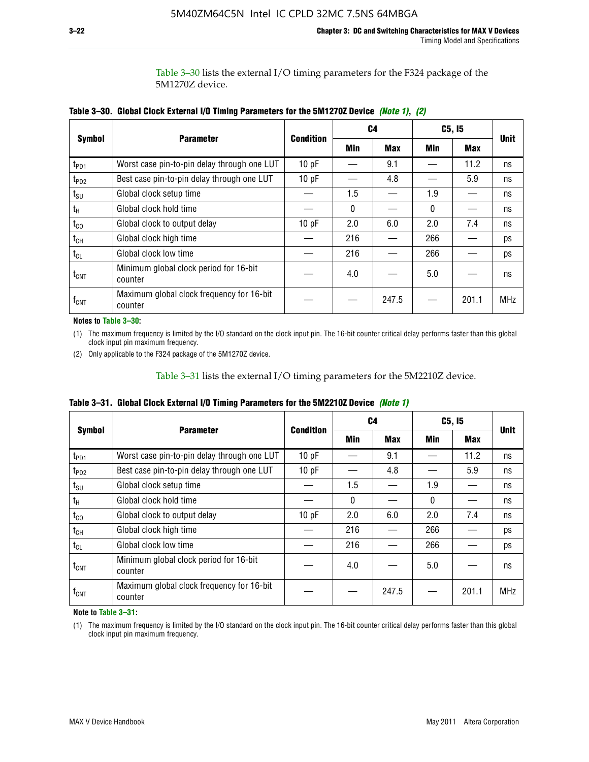Table 3–30 lists the external I/O timing parameters for the F324 package of the 5M1270Z device.

**Table 3–30. Global Clock External I/O Timing Parameters for the 5M1270Z Device** *(Note 1)*, *(2)*

| Symbol | Parameter | Condition | C4 | | C5, I5 | | Unit |
|---|---|---|---|---|---|---|---|
| | | | Min | Max | Min | Max | |
| $t_{PD1}$ | Worst case pin-to-pin delay through one LUT | 10 pF | — | 9.1 | — | 11.2 | ns |
| $t_{PD2}$ | Best case pin-to-pin delay through one LUT | 10 pF | — | 4.8 | — | 5.9 | ns |
| $t_{SU}$ | Global clock setup time | — | 1.5 | — | 1.9 | — | ns |
| $t_H$ | Global clock hold time | — | 0 | — | 0 | — | ns |
| $t_{CO}$ | Global clock to output delay | 10 pF | 2.0 | 6.0 | 2.0 | 7.4 | ns |
| $t_{CH}$ | Global clock high time | — | 216 | — | 266 | — | ps |
| $t_{CL}$ | Global clock low time | — | 216 | — | 266 | — | ps |
| $t_{CNT}$ | Minimum global clock period for 16-bit counter | — | 4.0 | — | 5.0 | — | ns |
| $f_{CNT}$ | Maximum global clock frequency for 16-bit counter | — | — | 247.5 | — | 201.1 | MHz |

**Notes to Table 3–30:**

(1) The maximum frequency is limited by the I/O standard on the clock input pin. The 16-bit counter critical delay performs faster than this global clock input pin maximum frequency.

(2) Only applicable to the F324 package of the 5M1270Z device.

Table 3–31 lists the external I/O timing parameters for the 5M2210Z device.

**Table 3–31. Global Clock External I/O Timing Parameters for the 5M2210Z Device** *(Note 1)*

| Symbol | Parameter | Condition | C4 | | C5, I5 | | Unit |
|---|---|---|---|---|---|---|---|
| | | | Min | Max | Min | Max | |
| $t_{PD1}$ | Worst case pin-to-pin delay through one LUT | 10 pF | — | 9.1 | — | 11.2 | ns |
| $t_{PD2}$ | Best case pin-to-pin delay through one LUT | 10 pF | — | 4.8 | — | 5.9 | ns |
| $t_{SU}$ | Global clock setup time | — | 1.5 | — | 1.9 | — | ns |
| $t_H$ | Global clock hold time | — | 0 | — | 0 | — | ns |
| $t_{CO}$ | Global clock to output delay | 10 pF | 2.0 | 6.0 | 2.0 | 7.4 | ns |
| $t_{CH}$ | Global clock high time | — | 216 | — | 266 | — | ps |
| $t_{CL}$ | Global clock low time | — | 216 | — | 266 | — | ps |
| $t_{CNT}$ | Minimum global clock period for 16-bit counter | — | 4.0 | — | 5.0 | — | ns |
| $f_{CNT}$ | Maximum global clock frequency for 16-bit counter | — | — | 247.5 | — | 201.1 | MHz |

**Note to Table 3–31:**

(1) The maximum frequency is limited by the I/O standard on the clock input pin. The 16-bit counter critical delay performs faster than this global clock input pin maximum frequency.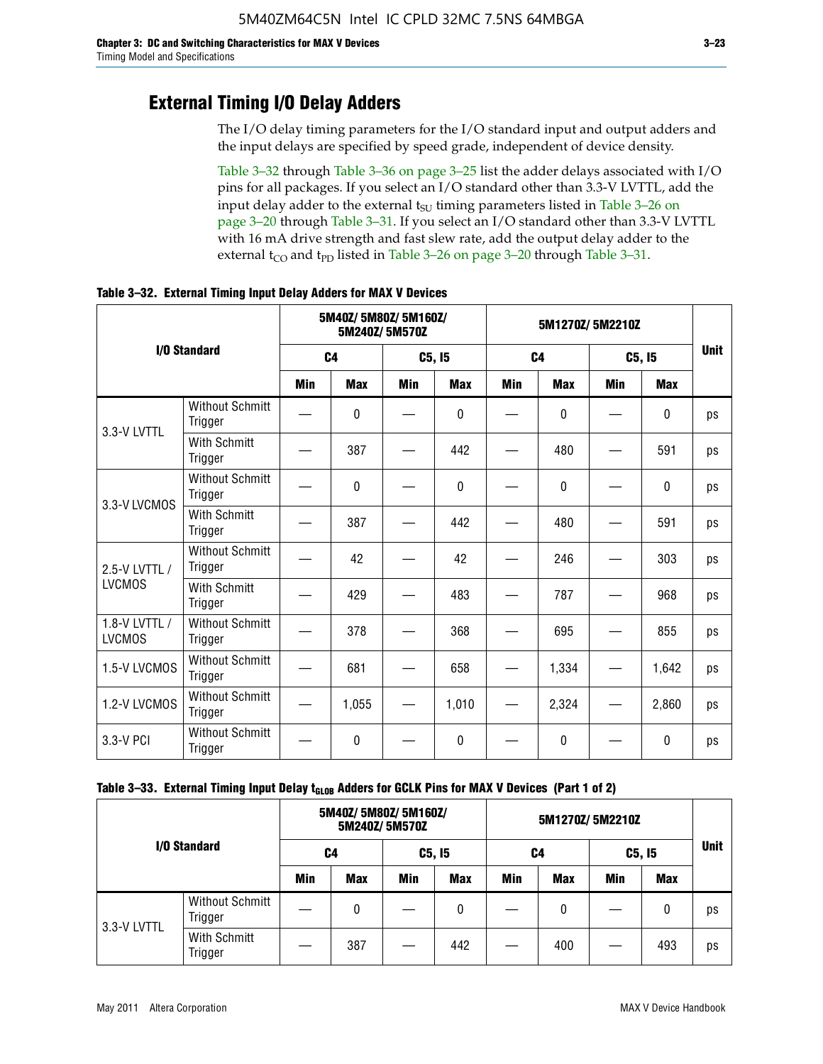## External Timing I/O Delay Adders

The I/O delay timing parameters for the I/O standard input and output adders and the input delays are specified by speed grade, independent of device density.

Table 3–32 through Table 3–36 on page 3–25 list the adder delays associated with I/O pins for all packages. If you select an I/O standard other than 3.3-V LVTTL, add the input delay adder to the external $t_{SU}$ timing parameters listed in Table 3–26 on page 3–20 through Table 3–31. If you select an I/O standard other than 3.3-V LVTTL with 16 mA drive strength and fast slew rate, add the output delay adder to the external $t_{CO}$ and $t_{PD}$ listed in Table 3–26 on page 3–20 through Table 3–31.

**Table 3–32. External Timing Input Delay Adders for MAX V Devices**

| I/O Standard | | 5M40Z/ 5M80Z/ 5M160Z/ 5M240Z/ 5M570Z | | | | 5M1270Z/ 5M2210Z | | | | Unit |
|---|---|---|---|---|---|---|---|---|---|---|
| | | C4 | | C5, I5 | | C4 | | C5, I5 | | |
| | | Min | Max | Min | Max | Min | Max | Min | Max | |
| 3.3-V LVTTL | Without Schmitt Trigger | — | 0 | — | 0 | — | 0 | — | 0 | ps |
| | With Schmitt Trigger | — | 387 | — | 442 | — | 480 | — | 591 | ps |
| 3.3-V LVCMOS | Without Schmitt Trigger | — | 0 | — | 0 | — | 0 | — | 0 | ps |
| | With Schmitt Trigger | — | 387 | — | 442 | — | 480 | — | 591 | ps |
| 2.5-V LVTTL / LVCMOS | Without Schmitt Trigger | — | 42 | — | 42 | — | 246 | — | 303 | ps |
| | With Schmitt Trigger | — | 429 | — | 483 | — | 787 | — | 968 | ps |
| 1.8-V LVTTL / LVCMOS | Without Schmitt Trigger | — | 378 | — | 368 | — | 695 | — | 855 | ps |
| 1.5-V LVCMOS | Without Schmitt Trigger | — | 681 | — | 658 | — | 1,334 | — | 1,642 | ps |
| 1.2-V LVCMOS | Without Schmitt Trigger | — | 1,055 | — | 1,010 | — | 2,324 | — | 2,860 | ps |
| 3.3-V PCI | Without Schmitt Trigger | — | 0 | — | 0 | — | 0 | — | 0 | ps |

**Table 3–33. External Timing Input Delay $t_{GLOB}$ Adders for GCLK Pins for MAX V Devices (Part 1 of 2)**

| I/O Standard | | 5M40Z/ 5M80Z/ 5M160Z/ 5M240Z/ 5M570Z | | | | 5M1270Z/ 5M2210Z | | | | Unit |
|---|---|---|---|---|---|---|---|---|---|---|
| | | C4 | | C5, I5 | | C4 | | C5, I5 | | |
| | | Min | Max | Min | Max | Min | Max | Min | Max | |
| 3.3-V LVTTL | Without Schmitt Trigger | — | 0 | — | 0 | — | 0 | — | 0 | ps |
| | With Schmitt Trigger | — | 387 | — | 442 | — | 400 | — | 493 | ps |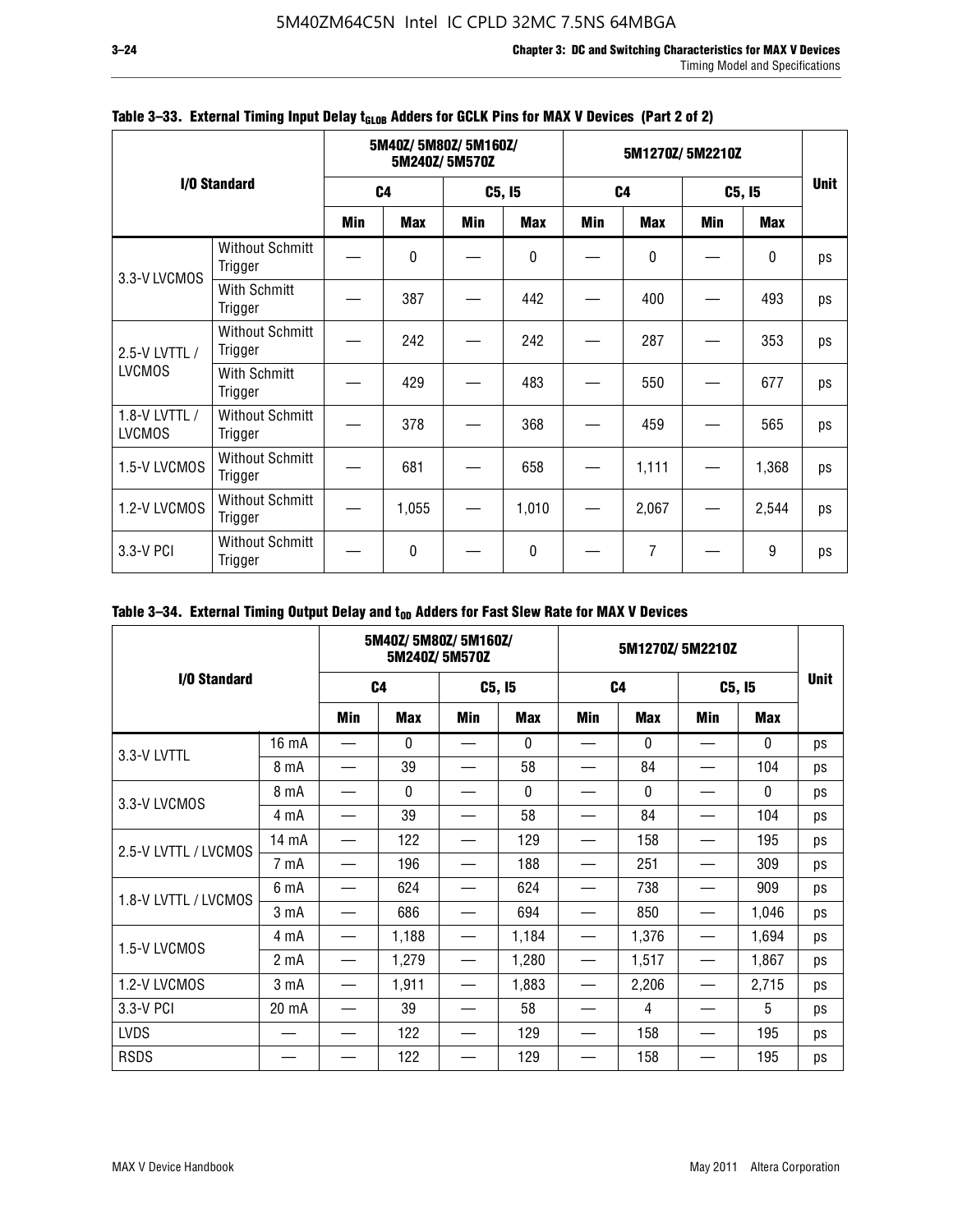**Table 3–33. External Timing Input Delay $t_{GLOB}$ Adders for GCLK Pins for MAX V Devices (Part 2 of 2)**

| I/O Standard | | 5M40Z/ 5M80Z/ 5M160Z/ 5M240Z/ 5M570Z | | | | 5M1270Z/ 5M2210Z | | | | Unit |
|---|---|---|---|---|---|---|---|---|---|---|
| | | C4 | | C5, I5 | | C4 | | C5, I5 | | |
| | | Min | Max | Min | Max | Min | Max | Min | Max | |
| 3.3-V LVCMOS | Without Schmitt Trigger | — | 0 | — | 0 | — | 0 | — | 0 | ps |
| | With Schmitt Trigger | — | 387 | — | 442 | — | 400 | — | 493 | ps |
| 2.5-V LVTTL / LVCMOS | Without Schmitt Trigger | — | 242 | — | 242 | — | 287 | — | 353 | ps |
| | With Schmitt Trigger | — | 429 | — | 483 | — | 550 | — | 677 | ps |
| 1.8-V LVTTL / LVCMOS | Without Schmitt Trigger | — | 378 | — | 368 | — | 459 | — | 565 | ps |
| 1.5-V LVCMOS | Without Schmitt Trigger | — | 681 | — | 658 | — | 1,111 | — | 1,368 | ps |
| 1.2-V LVCMOS | Without Schmitt Trigger | — | 1,055 | — | 1,010 | — | 2,067 | — | 2,544 | ps |
| 3.3-V PCI | Without Schmitt Trigger | — | 0 | — | 0 | — | 7 | — | 9 | ps |

**Table 3–34. External Timing Output Delay and $t_{OD}$ Adders for Fast Slew Rate for MAX V Devices**

| I/O Standard | | 5M40Z/ 5M80Z/ 5M160Z/ 5M240Z/ 5M570Z | | | | 5M1270Z/ 5M2210Z | | | | Unit |
|---|---|---|---|---|---|---|---|---|---|---|
| | | C4 | | C5, I5 | | C4 | | C5, I5 | | |
| | | Min | Max | Min | Max | Min | Max | Min | Max | |
| 3.3-V LVTTL | 16 mA | — | 0 | — | 0 | — | 0 | — | 0 | ps |
| | 8 mA | — | 39 | — | 58 | — | 84 | — | 104 | ps |
| 3.3-V LVCMOS | 8 mA | — | 0 | — | 0 | — | 0 | — | 0 | ps |
| | 4 mA | — | 39 | — | 58 | — | 84 | — | 104 | ps |
| 2.5-V LVTTL / LVCMOS | 14 mA | — | 122 | — | 129 | — | 158 | — | 195 | ps |
| | 7 mA | — | 196 | — | 188 | — | 251 | — | 309 | ps |
| 1.8-V LVTTL / LVCMOS | 6 mA | — | 624 | — | 624 | — | 738 | — | 909 | ps |
| | 3 mA | — | 686 | — | 694 | — | 850 | — | 1,046 | ps |
| 1.5-V LVCMOS | 4 mA | — | 1,188 | — | 1,184 | — | 1,376 | — | 1,694 | ps |
| | 2 mA | — | 1,279 | — | 1,280 | — | 1,517 | — | 1,867 | ps |
| 1.2-V LVCMOS | 3 mA | — | 1,911 | — | 1,883 | — | 2,206 | — | 2,715 | ps |
| 3.3-V PCI | 20 mA | — | 39 | — | 58 | — | 4 | — | 5 | ps |
| LVDS | — | — | 122 | — | 129 | — | 158 | — | 195 | ps |
| RSDS | — | — | 122 | — | 129 | — | 158 | — | 195 | ps |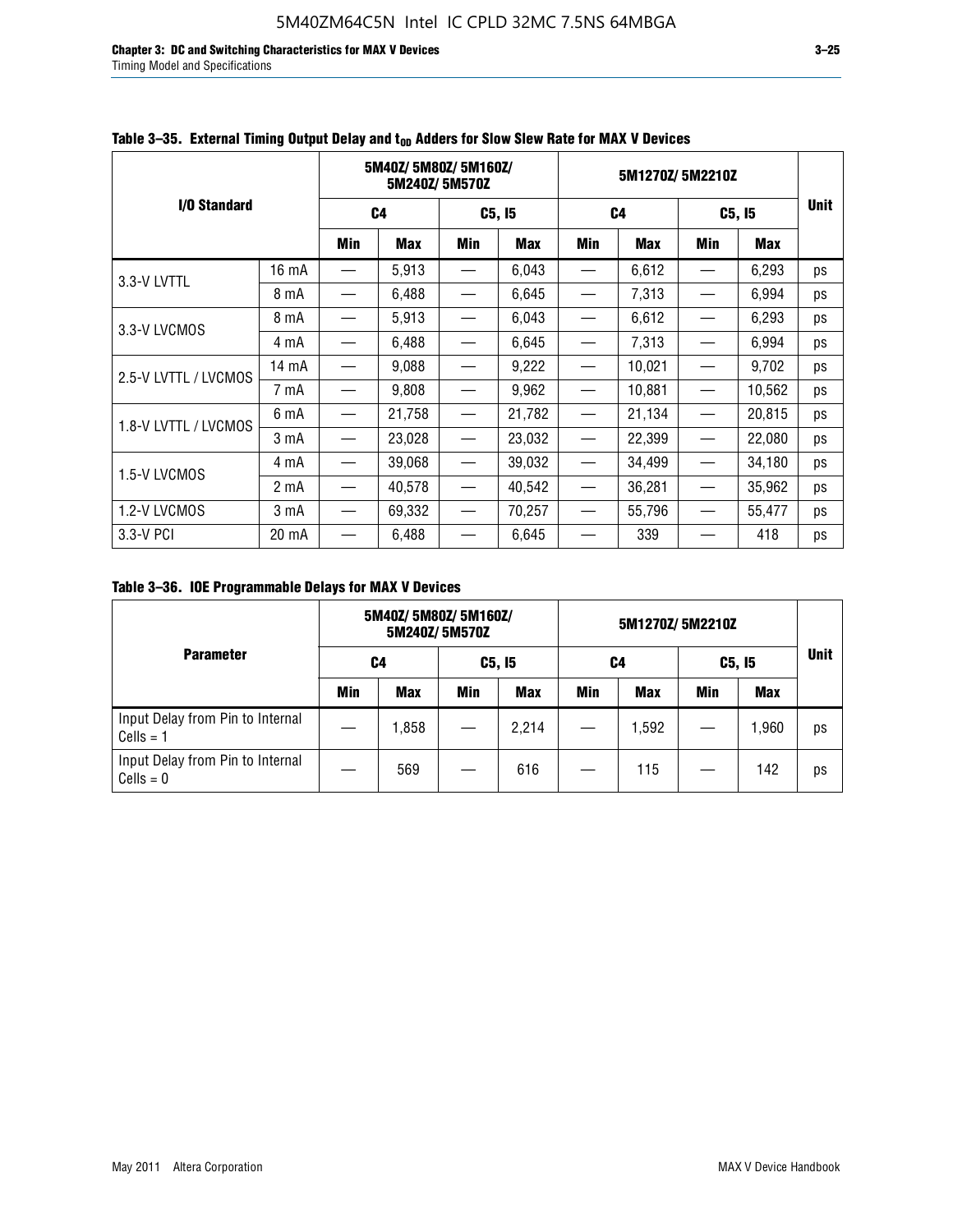**Table 3–35. External Timing Output Delay and $t_{OD}$ Adders for Slow Slew Rate for MAX V Devices**

| I/O Standard | | 5M40Z/ 5M80Z/ 5M160Z/ 5M240Z/ 5M570Z | | | | 5M1270Z/ 5M2210Z | | | | Unit |
|---|---|---|---|---|---|---|---|---|---|---|
| | | C4 | | C5, I5 | | C4 | | C5, I5 | | |
| | | Min | Max | Min | Max | Min | Max | Min | Max | |
| 3.3-V LVTTL | 16 mA | — | 5,913 | — | 6,043 | — | 6,612 | — | 6,293 | ps |
| | 8 mA | — | 6,488 | — | 6,645 | — | 7,313 | — | 6,994 | ps |
| 3.3-V LVCMOS | 8 mA | — | 5,913 | — | 6,043 | — | 6,612 | — | 6,293 | ps |
| | 4 mA | — | 6,488 | — | 6,645 | — | 7,313 | — | 6,994 | ps |
| 2.5-V LVTTL / LVCMOS | 14 mA | — | 9,088 | — | 9,222 | — | 10,021 | — | 9,702 | ps |
| | 7 mA | — | 9,808 | — | 9,962 | — | 10,881 | — | 10,562 | ps |
| 1.8-V LVTTL / LVCMOS | 6 mA | — | 21,758 | — | 21,782 | — | 21,134 | — | 20,815 | ps |
| | 3 mA | — | 23,028 | — | 23,032 | — | 22,399 | — | 22,080 | ps |
| 1.5-V LVCMOS | 4 mA | — | 39,068 | — | 39,032 | — | 34,499 | — | 34,180 | ps |
| | 2 mA | — | 40,578 | — | 40,542 | — | 36,281 | — | 35,962 | ps |
| 1.2-V LVCMOS | 3 mA | — | 69,332 | — | 70,257 | — | 55,796 | — | 55,477 | ps |
| 3.3-V PCI | 20 mA | — | 6,488 | — | 6,645 | — | 339 | — | 418 | ps |

**Table 3–36. IOE Programmable Delays for MAX V Devices**

| Parameter | 5M40Z/ 5M80Z/ 5M160Z/ 5M240Z/ 5M570Z | | | | 5M1270Z/ 5M2210Z | | | | Unit |
|---|---|---|---|---|---|---|---|---|---|
| | C4 | | C5, I5 | | C4 | | C5, I5 | | |
| | Min | Max | Min | Max | Min | Max | Min | Max | |
| Input Delay from Pin to Internal Cells = 1 | — | 1,858 | — | 2,214 | — | 1,592 | — | 1,960 | ps |
| Input Delay from Pin to Internal Cells = 0 | — | 569 | — | 616 | — | 115 | — | 142 | ps |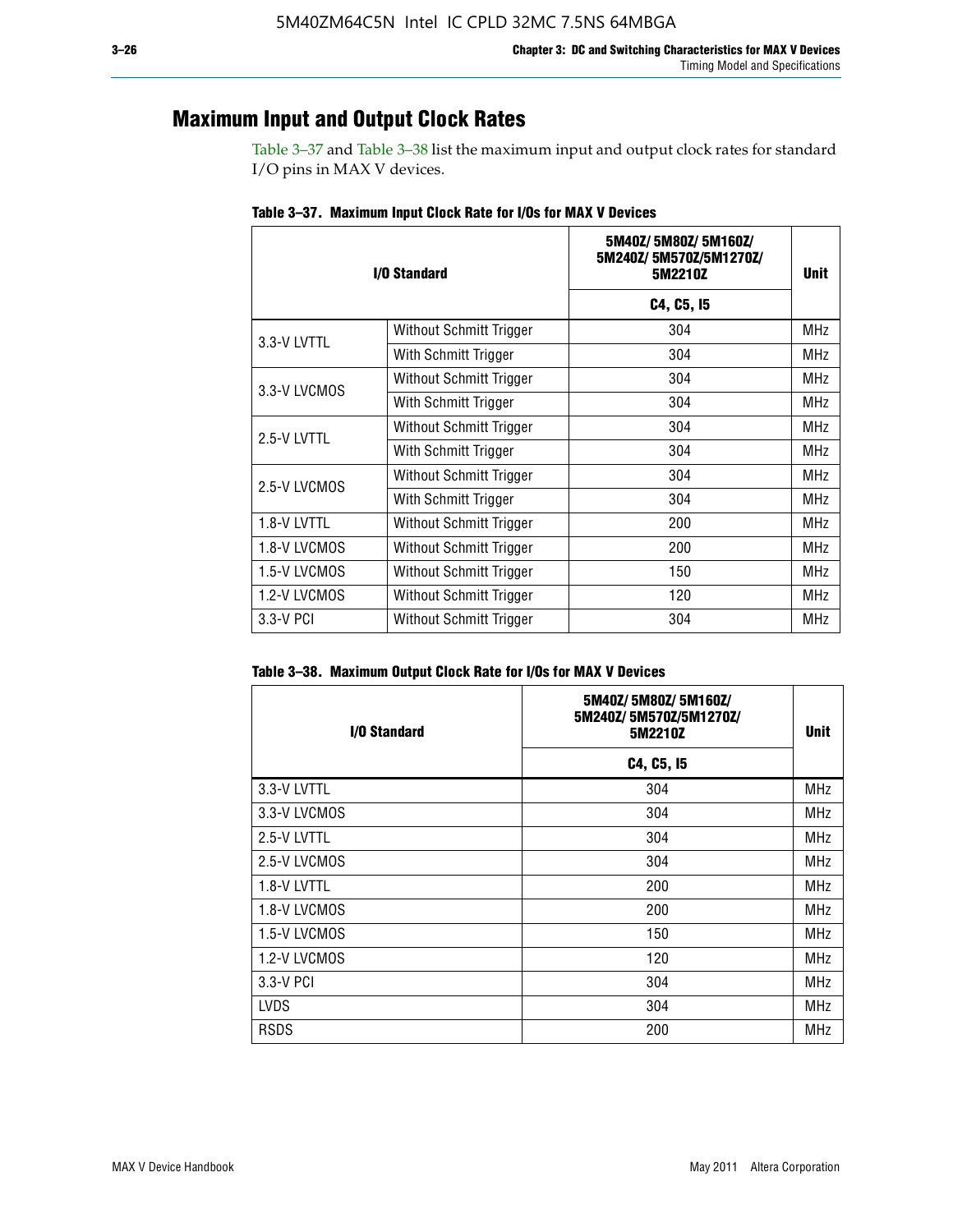## Maximum Input and Output Clock Rates

Table 3–37 and Table 3–38 list the maximum input and output clock rates for standard I/O pins in MAX V devices.

**Table 3–37. Maximum Input Clock Rate for I/Os for MAX V Devices**

| I/O Standard | | 5M40Z/ 5M80Z/ 5M160Z/ 5M240Z/ 5M570Z/5M1270Z/ 5M2210Z | Unit |
|---|---|---|---|
| | | C4, C5, I5 | |
| 3.3-V LVTTL | Without Schmitt Trigger | 304 | MHz |
| | With Schmitt Trigger | 304 | MHz |
| 3.3-V LVCMOS | Without Schmitt Trigger | 304 | MHz |
| | With Schmitt Trigger | 304 | MHz |
| 2.5-V LVTTL | Without Schmitt Trigger | 304 | MHz |
| | With Schmitt Trigger | 304 | MHz |
| 2.5-V LVCMOS | Without Schmitt Trigger | 304 | MHz |
| | With Schmitt Trigger | 304 | MHz |
| 1.8-V LVTTL | Without Schmitt Trigger | 200 | MHz |
| 1.8-V LVCMOS | Without Schmitt Trigger | 200 | MHz |
| 1.5-V LVCMOS | Without Schmitt Trigger | 150 | MHz |
| 1.2-V LVCMOS | Without Schmitt Trigger | 120 | MHz |
| 3.3-V PCI | Without Schmitt Trigger | 304 | MHz |

**Table 3–38. Maximum Output Clock Rate for I/Os for MAX V Devices**

| I/O Standard | 5M40Z/ 5M80Z/ 5M160Z/ 5M240Z/ 5M570Z/5M1270Z/ 5M2210Z | Unit |
|---|---|---|
| | C4, C5, I5 | |
| 3.3-V LVTTL | 304 | MHz |
| 3.3-V LVCMOS | 304 | MHz |
| 2.5-V LVTTL | 304 | MHz |
| 2.5-V LVCMOS | 304 | MHz |
| 1.8-V LVTTL | 200 | MHz |
| 1.8-V LVCMOS | 200 | MHz |
| 1.5-V LVCMOS | 150 | MHz |
| 1.2-V LVCMOS | 120 | MHz |
| 3.3-V PCI | 304 | MHz |
| LVDS | 304 | MHz |
| RSDS | 200 | MHz |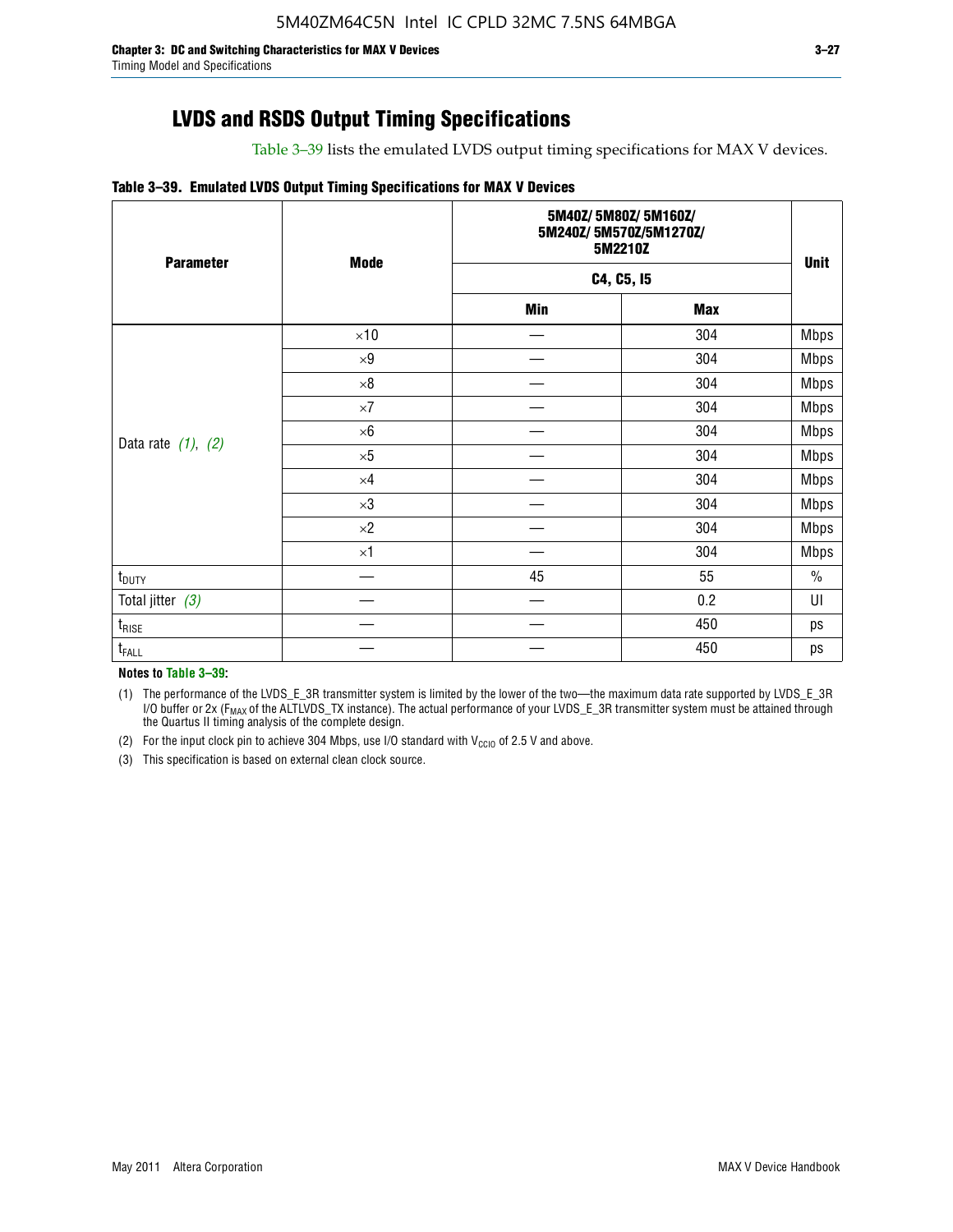## LVDS and RSDS Output Timing Specifications

Table 3–39 lists the emulated LVDS output timing specifications for MAX V devices.

**Table 3–39. Emulated LVDS Output Timing Specifications for MAX V Devices**

| Parameter | Mode | 5M40Z/ 5M80Z/ 5M160Z/ 5M240Z/ 5M570Z/5M1270Z/ 5M2210Z | | Unit |
|---|---|---|---|---|
| | | C4, C5, I5 | | |
| | | Min | Max | |
| Data rate *(1)*, *(2)* | ×10 | — | 304 | Mbps |
| | ×9 | — | 304 | Mbps |
| | ×8 | — | 304 | Mbps |
| | ×7 | — | 304 | Mbps |
| | ×6 | — | 304 | Mbps |
| | ×5 | — | 304 | Mbps |
| | ×4 | — | 304 | Mbps |
| | ×3 | — | 304 | Mbps |
| | ×2 | — | 304 | Mbps |
| | ×1 | — | 304 | Mbps |
| $t_{DUTY}$ | — | 45 | 55 | % |
| Total jitter *(3)* | — | — | 0.2 | UI |
| $t_{RISE}$ | — | — | 450 | ps |
| $t_{FALL}$ | — | — | 450 | ps |

**Notes to Table 3–39:**

(1) The performance of the LVDS_E_3R transmitter system is limited by the lower of the two—the maximum data rate supported by LVDS_E_3R I/O buffer or 2x ($F_{MAX}$ of the ALTLVDS_TX instance). The actual performance of your LVDS_E_3R transmitter system must be attained through the Quartus II timing analysis of the complete design.

(2) For the input clock pin to achieve 304 Mbps, use I/O standard with $V_{CCIO}$ of 2.5 V and above.

(3) This specification is based on external clean clock source.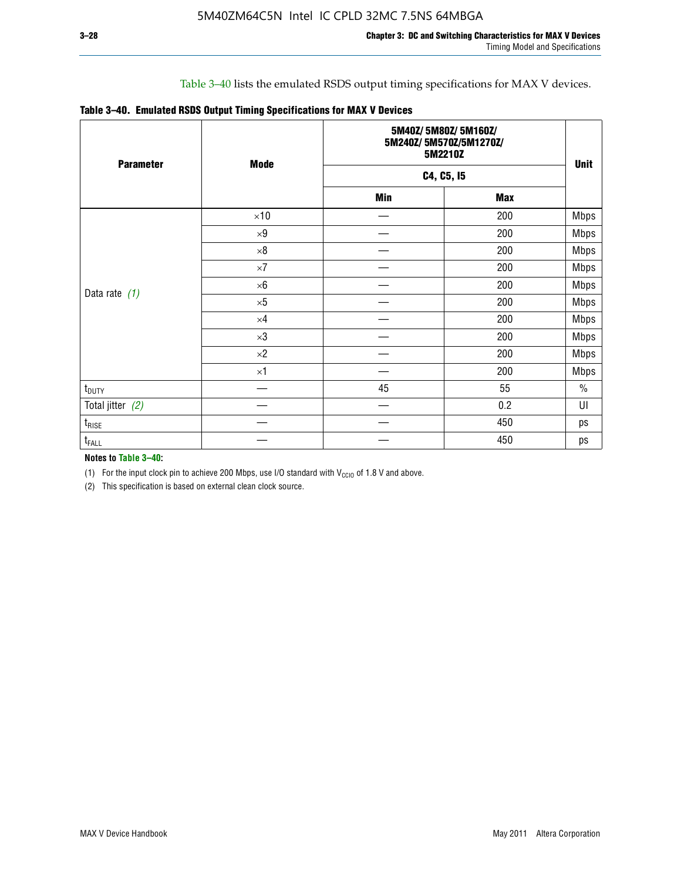Table 3–40 lists the emulated RSDS output timing specifications for MAX V devices.

**Table 3–40. Emulated RSDS Output Timing Specifications for MAX V Devices**

| Parameter | Mode | 5M40Z/ 5M80Z/ 5M160Z/ 5M240Z/ 5M570Z/5M1270Z/ 5M2210Z | | Unit |
|---|---|---|---|---|
| | | C4, C5, I5 | | |
| | | Min | Max | |
| Data rate *(1)* | ×10 | — | 200 | Mbps |
| | ×9 | — | 200 | Mbps |
| | ×8 | — | 200 | Mbps |
| | ×7 | — | 200 | Mbps |
| | ×6 | — | 200 | Mbps |
| | ×5 | — | 200 | Mbps |
| | ×4 | — | 200 | Mbps |
| | ×3 | — | 200 | Mbps |
| | ×2 | — | 200 | Mbps |
| | ×1 | — | 200 | Mbps |
| $t_{DUTY}$ | — | 45 | 55 | % |
| Total jitter *(2)* | — | — | 0.2 | UI |
| $t_{RISE}$ | — | — | 450 | ps |
| $t_{FALL}$ | — | — | 450 | ps |

**Notes to Table 3–40:**

(1) For the input clock pin to achieve 200 Mbps, use I/O standard with $V_{CCIO}$ of 1.8 V and above.

(2) This specification is based on external clean clock source.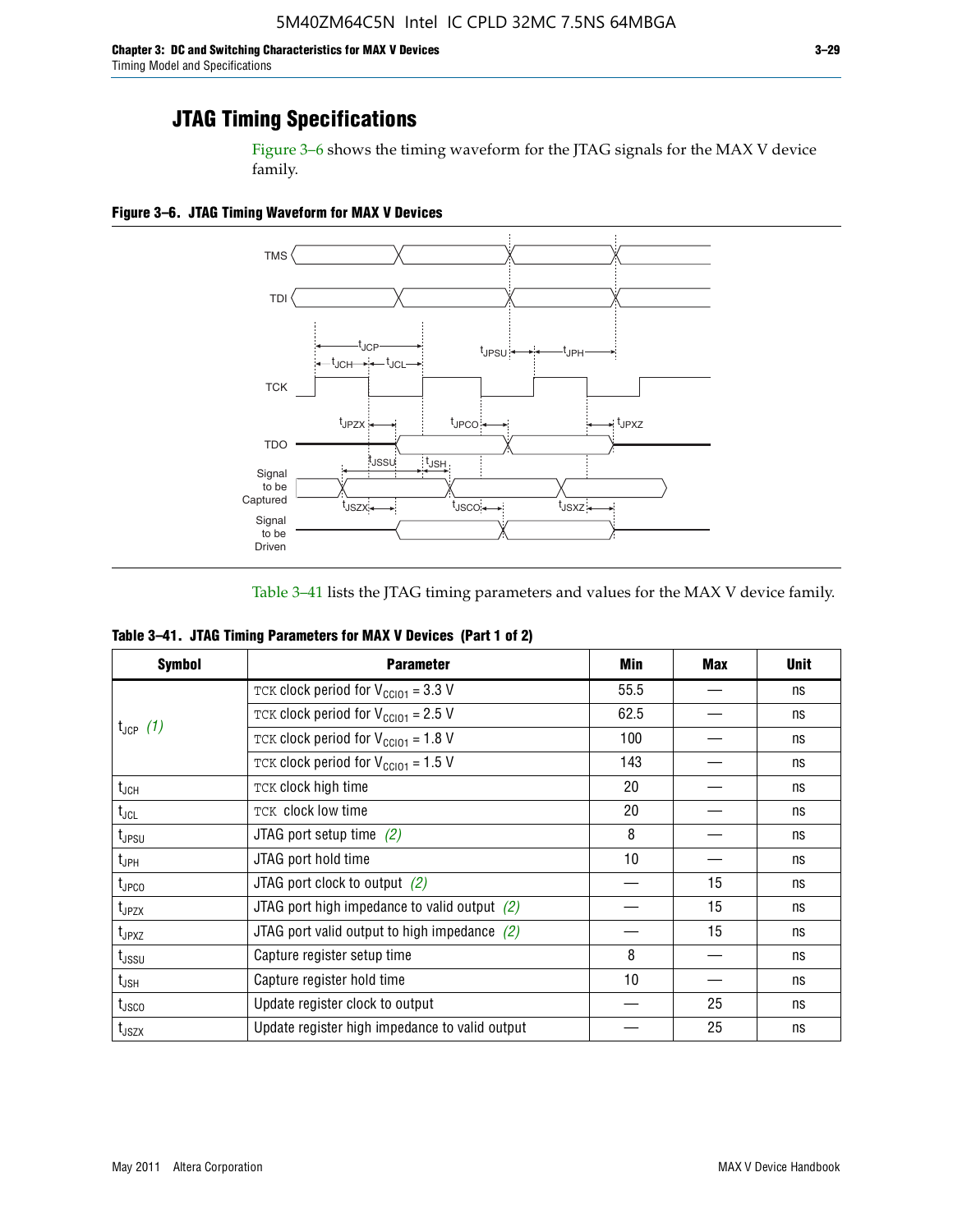## JTAG Timing Specifications

Figure 3–6 shows the timing waveform for the JTAG signals for the MAX V device family.

**Figure 3–6. JTAG Timing Waveform for MAX V Devices**

Table 3–41 lists the JTAG timing parameters and values for the MAX V device family.

**Table 3–41. JTAG Timing Parameters for MAX V Devices (Part 1 of 2)**

| Symbol | Parameter | Min | Max | Unit |
|---|---|---|---|---|
| $t_{JCP}$ *(1)* | TCK clock period for $V_{CCIO1}$ = 3.3 V | 55.5 | — | ns |
| | TCK clock period for $V_{CCIO1}$ = 2.5 V | 62.5 | — | ns |
| | TCK clock period for $V_{CCIO1}$ = 1.8 V | 100 | — | ns |
| | TCK clock period for $V_{CCIO1}$ = 1.5 V | 143 | — | ns |
| $t_{JCH}$ | TCK clock high time | 20 | — | ns |
| $t_{JCL}$ | TCK clock low time | 20 | — | ns |
| $t_{JPSU}$ | JTAG port setup time *(2)* | 8 | — | ns |
| $t_{JPH}$ | JTAG port hold time | 10 | — | ns |
| $t_{JPCO}$ | JTAG port clock to output *(2)* | — | 15 | ns |
| $t_{JPZX}$ | JTAG port high impedance to valid output *(2)* | — | 15 | ns |
| $t_{JPXZ}$ | JTAG port valid output to high impedance *(2)* | — | 15 | ns |
| $t_{JSSU}$ | Capture register setup time | 8 | — | ns |
| $t_{JSH}$ | Capture register hold time | 10 | — | ns |
| $t_{JSCO}$ | Update register clock to output | — | 25 | ns |
| $t_{JSZX}$ | Update register high impedance to valid output | — | 25 | ns |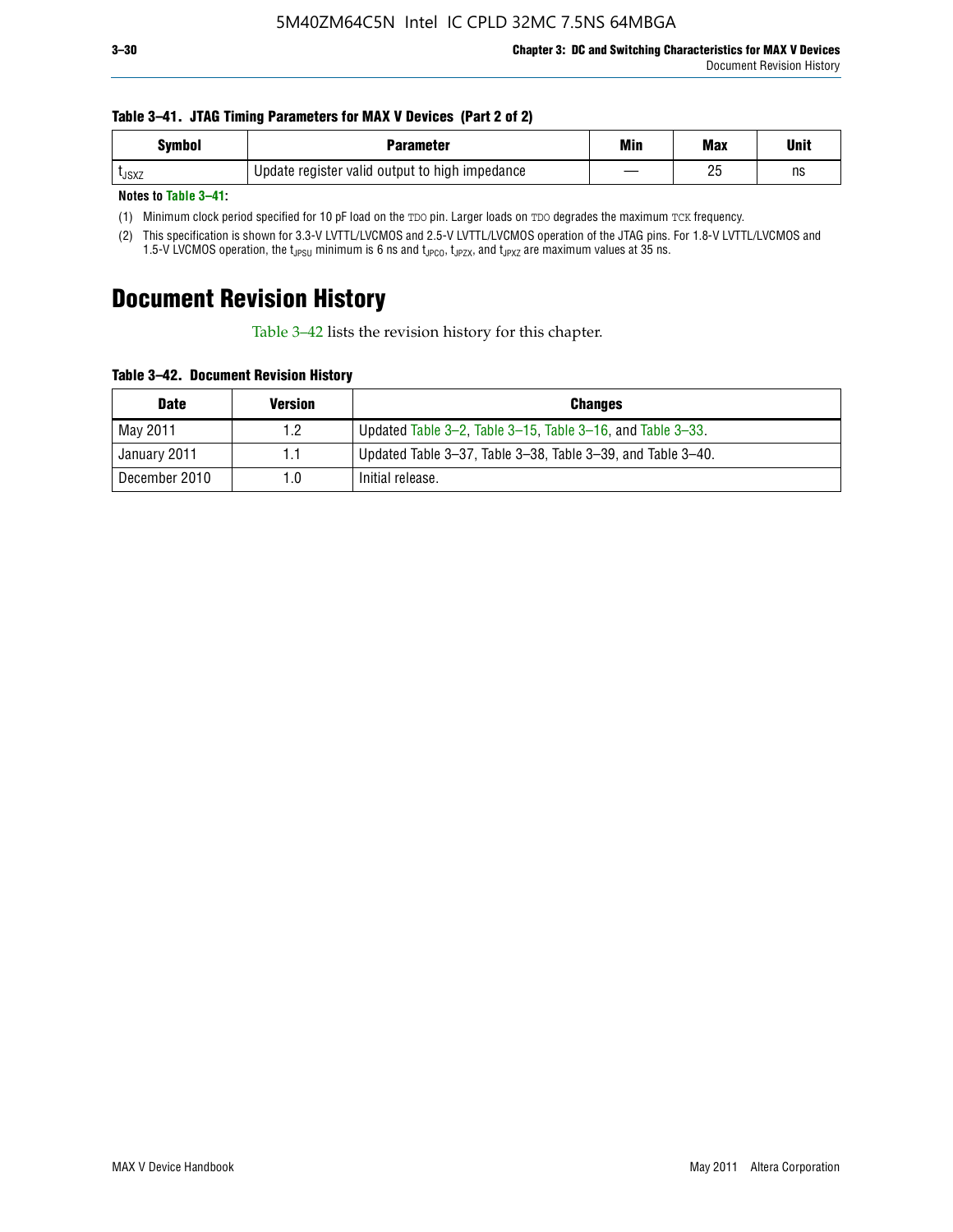**Table 3–41. JTAG Timing Parameters for MAX V Devices (Part 2 of 2)**

| Symbol | Parameter | Min | Max | Unit |
|---|---|---|---|---|
| $t_{JSXZ}$ | Update register valid output to high impedance | — | 25 | ns |

**Notes to Table 3–41:**

(1) Minimum clock period specified for 10 pF load on the TDO pin. Larger loads on TDO degrades the maximum TCK frequency.

(2) This specification is shown for 3.3-V LVTTL/LVCMOS and 2.5-V LVTTL/LVCMOS operation of the JTAG pins. For 1.8-V LVTTL/LVCMOS and 1.5-V LVCMOS operation, the $t_{JPSU}$ minimum is 6 ns and $t_{JPCO}$, $t_{JPZX}$, and $t_{JPXZ}$ are maximum values at 35 ns.

# Document Revision History

Table 3–42 lists the revision history for this chapter.

**Table 3–42. Document Revision History**

| Date | Version | Changes |
|---|---|---|
| May 2011 | 1.2 | Updated Table 3–2, Table 3–15, Table 3–16, and Table 3–33. |
| January 2011 | 1.1 | Updated Table 3–37, Table 3–38, Table 3–39, and Table 3–40. |
| December 2010 | 1.0 | Initial release. |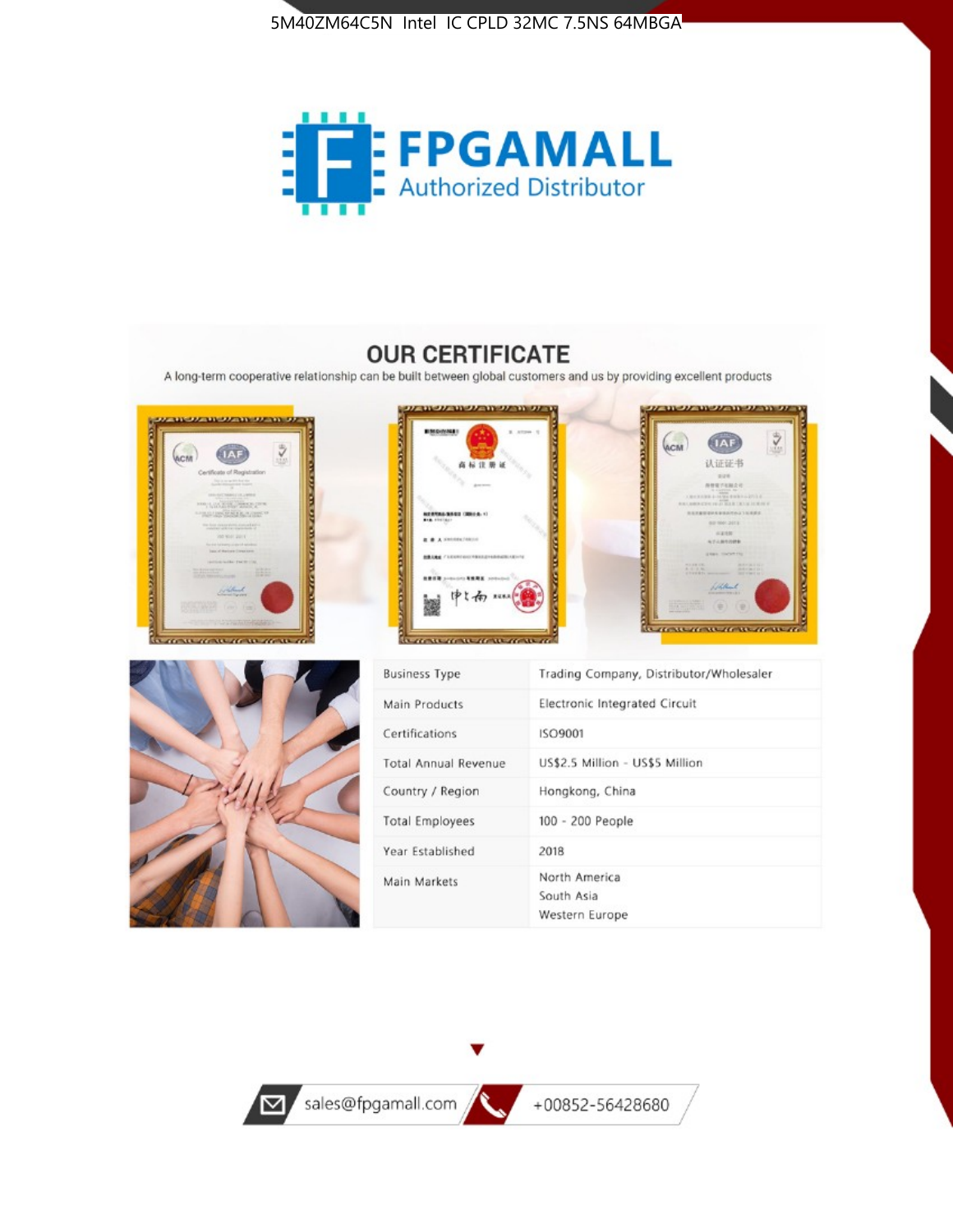FPGAMALL
Authorized Distributor

## OUR CERTIFICATE

A long-term cooperative relationship can be built between global customers and us by providing excellent products

| | |
|---|---|
| Business Type | Trading Company, Distributor/Wholesaler |
| Main Products | Electronic Integrated Circuit |
| Certifications | ISO9001 |
| Total Annual Revenue | US$2.5 Million - US$5 Million |
| Country / Region | Hongkong, China |
| Total Employees | 100 - 200 People |
| Year Established | 2018 |
| Main Markets | North America<br>South Asia<br>Western Europe |

sales@fpgamall.com  +00852-56428680